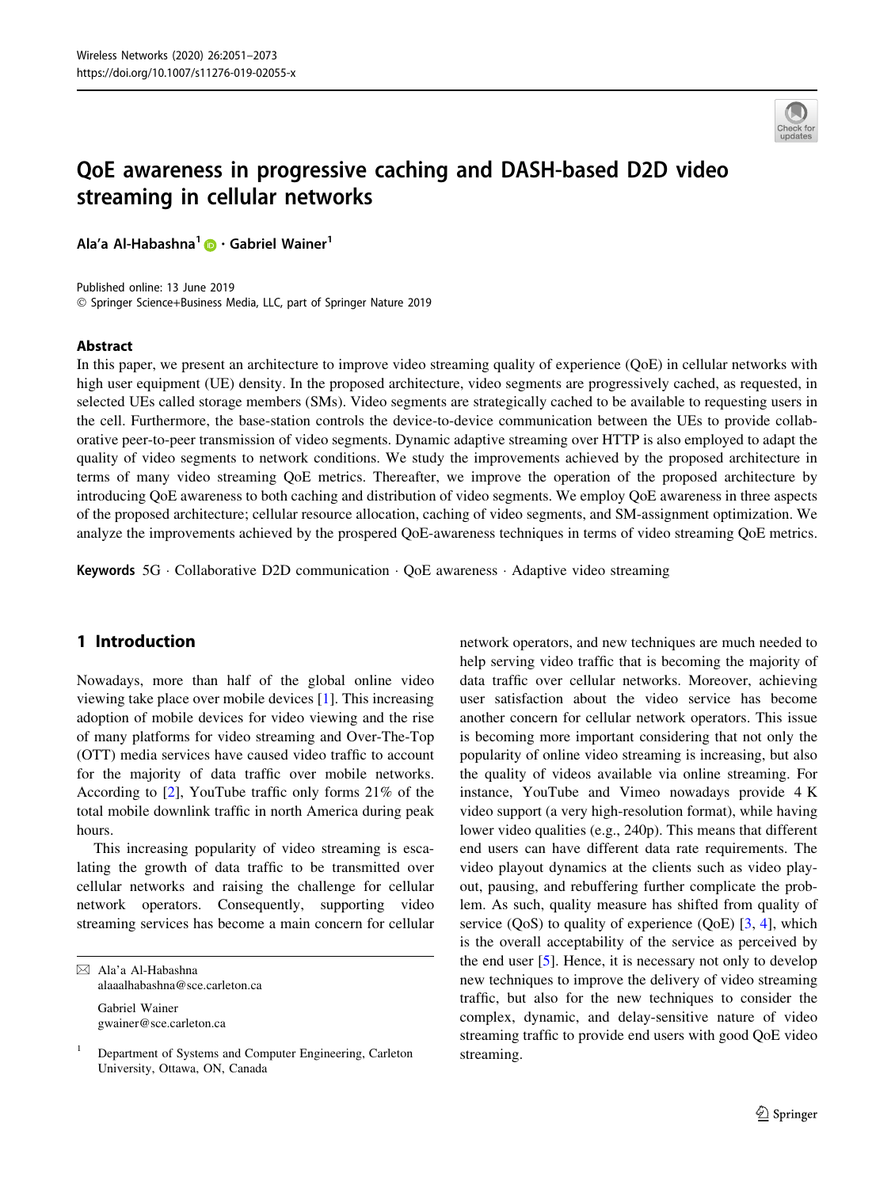# QoE awareness in progressive caching and DASH-based D2D video streaming in cellular networks

**Ala'a Al-Habashna[1] · Gabriel Wainer[1]**

Published online: 13 June 2019
© Springer Science+Business Media, LLC, part of Springer Nature 2019

## Abstract

In this paper, we present an architecture to improve video streaming quality of experience (QoE) in cellular networks with high user equipment (UE) density. In the proposed architecture, video segments are progressively cached, as requested, in selected UEs called storage members (SMs). Video segments are strategically cached to be available to requesting users in the cell. Furthermore, the base-station controls the device-to-device communication between the UEs to provide collaborative peer-to-peer transmission of video segments. Dynamic adaptive streaming over HTTP is also employed to adapt the quality of video segments to network conditions. We study the improvements achieved by the proposed architecture in terms of many video streaming QoE metrics. Thereafter, we improve the operation of the proposed architecture by introducing QoE awareness to both caching and distribution of video segments. We employ QoE awareness in three aspects of the proposed architecture; cellular resource allocation, caching of video segments, and SM-assignment optimization. We analyze the improvements achieved by the prospered QoE-awareness techniques in terms of video streaming QoE metrics.

**Keywords** 5G · Collaborative D2D communication · QoE awareness · Adaptive video streaming

## 1 Introduction

Nowadays, more than half of the global online video viewing take place over mobile devices [1]. This increasing adoption of mobile devices for video viewing and the rise of many platforms for video streaming and Over-The-Top (OTT) media services have caused video traffic to account for the majority of data traffic over mobile networks. According to [2], YouTube traffic only forms 21% of the total mobile downlink traffic in north America during peak hours.

This increasing popularity of video streaming is escalating the growth of data traffic to be transmitted over cellular networks and raising the challenge for cellular network operators. Consequently, supporting video streaming services has become a main concern for cellular network operators, and new techniques are much needed to help serving video traffic that is becoming the majority of data traffic over cellular networks. Moreover, achieving user satisfaction about the video service has become another concern for cellular network operators. This issue is becoming more important considering that not only the popularity of online video streaming is increasing, but also the quality of videos available via online streaming. For instance, YouTube and Vimeo nowadays provide 4 K video support (a very high-resolution format), while having lower video qualities (e.g., 240p). This means that different end users can have different data rate requirements. The video playout dynamics at the clients such as video playout, pausing, and rebuffering further complicate the problem. As such, quality measure has shifted from quality of service (QoS) to quality of experience (QoE) [3, 4], which is the overall acceptability of the service as perceived by the end user [5]. Hence, it is necessary not only to develop new techniques to improve the delivery of video streaming traffic, but also for the new techniques to consider the complex, dynamic, and delay-sensitive nature of video streaming traffic to provide end users with good QoE video streaming.

---

✉ Ala'a Al-Habashna
alaaalhabashna@sce.carleton.ca

Gabriel Wainer
gwainer@sce.carleton.ca

[1] Department of Systems and Computer Engineering, Carleton University, Ottawa, ON, Canada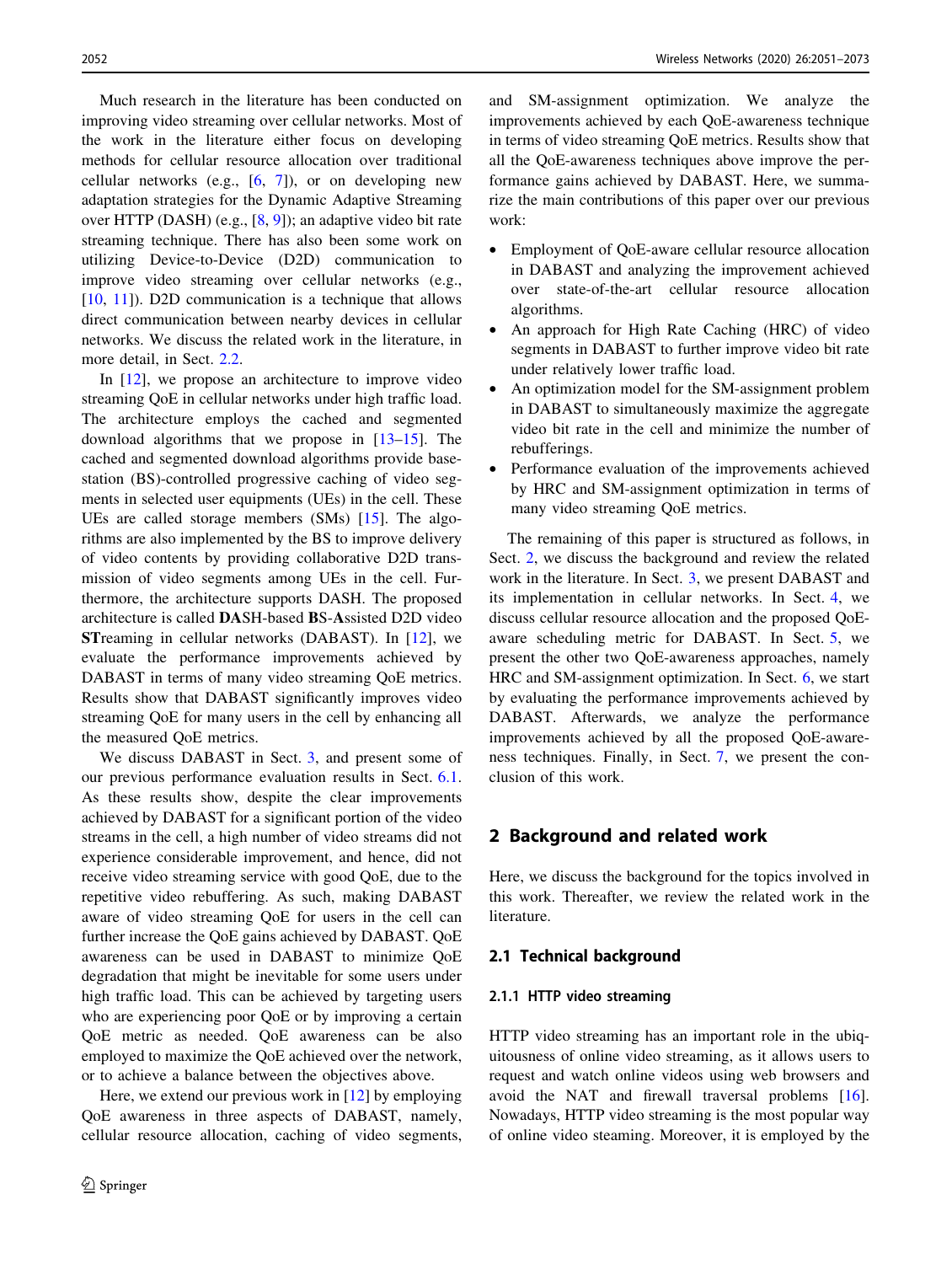Much research in the literature has been conducted on improving video streaming over cellular networks. Most of the work in the literature either focus on developing methods for cellular resource allocation over traditional cellular networks (e.g., [6, 7]), or on developing new adaptation strategies for the Dynamic Adaptive Streaming over HTTP (DASH) (e.g., [8, 9]); an adaptive video bit rate streaming technique. There has also been some work on utilizing Device-to-Device (D2D) communication to improve video streaming over cellular networks (e.g., [10, 11]). D2D communication is a technique that allows direct communication between nearby devices in cellular networks. We discuss the related work in the literature, in more detail, in Sect. 2.2.

In [12], we propose an architecture to improve video streaming QoE in cellular networks under high traffic load. The architecture employs the cached and segmented download algorithms that we propose in [13–15]. The cached and segmented download algorithms provide base-station (BS)-controlled progressive caching of video segments in selected user equipments (UEs) in the cell. These UEs are called storage members (SMs) [15]. The algorithms are also implemented by the BS to improve delivery of video contents by providing collaborative D2D transmission of video segments among UEs in the cell. Furthermore, the architecture supports DASH. The proposed architecture is called **DA**SH-based **BS**-**A**ssisted D2D video **ST**reaming in cellular networks (DABAST). In [12], we evaluate the performance improvements achieved by DABAST in terms of many video streaming QoE metrics. Results show that DABAST significantly improves video streaming QoE for many users in the cell by enhancing all the measured QoE metrics.

We discuss DABAST in Sect. 3, and present some of our previous performance evaluation results in Sect. 6.1. As these results show, despite the clear improvements achieved by DABAST for a significant portion of the video streams in the cell, a high number of video streams did not experience considerable improvement, and hence, did not receive video streaming service with good QoE, due to the repetitive video rebuffering. As such, making DABAST aware of video streaming QoE for users in the cell can further increase the QoE gains achieved by DABAST. QoE awareness can be used in DABAST to minimize QoE degradation that might be inevitable for some users under high traffic load. This can be achieved by targeting users who are experiencing poor QoE or by improving a certain QoE metric as needed. QoE awareness can be also employed to maximize the QoE achieved over the network, or to achieve a balance between the objectives above.

Here, we extend our previous work in [12] by employing QoE awareness in three aspects of DABAST, namely, cellular resource allocation, caching of video segments, and SM-assignment optimization. We analyze the improvements achieved by each QoE-awareness technique in terms of video streaming QoE metrics. Results show that all the QoE-awareness techniques above improve the performance gains achieved by DABAST. Here, we summarize the main contributions of this paper over our previous work:

- Employment of QoE-aware cellular resource allocation in DABAST and analyzing the improvement achieved over state-of-the-art cellular resource allocation algorithms.
- An approach for High Rate Caching (HRC) of video segments in DABAST to further improve video bit rate under relatively lower traffic load.
- An optimization model for the SM-assignment problem in DABAST to simultaneously maximize the aggregate video bit rate in the cell and minimize the number of rebufferings.
- Performance evaluation of the improvements achieved by HRC and SM-assignment optimization in terms of many video streaming QoE metrics.

The remaining of this paper is structured as follows, in Sect. 2, we discuss the background and review the related work in the literature. In Sect. 3, we present DABAST and its implementation in cellular networks. In Sect. 4, we discuss cellular resource allocation and the proposed QoE-aware scheduling metric for DABAST. In Sect. 5, we present the other two QoE-awareness approaches, namely HRC and SM-assignment optimization. In Sect. 6, we start by evaluating the performance improvements achieved by DABAST. Afterwards, we analyze the performance improvements achieved by all the proposed QoE-awareness techniques. Finally, in Sect. 7, we present the conclusion of this work.

## 2 Background and related work

Here, we discuss the background for the topics involved in this work. Thereafter, we review the related work in the literature.

### 2.1 Technical background

#### 2.1.1 HTTP video streaming

HTTP video streaming has an important role in the ubiquitousness of online video streaming, as it allows users to request and watch online videos using web browsers and avoid the NAT and firewall traversal problems [16]. Nowadays, HTTP video streaming is the most popular way of online video steaming. Moreover, it is employed by the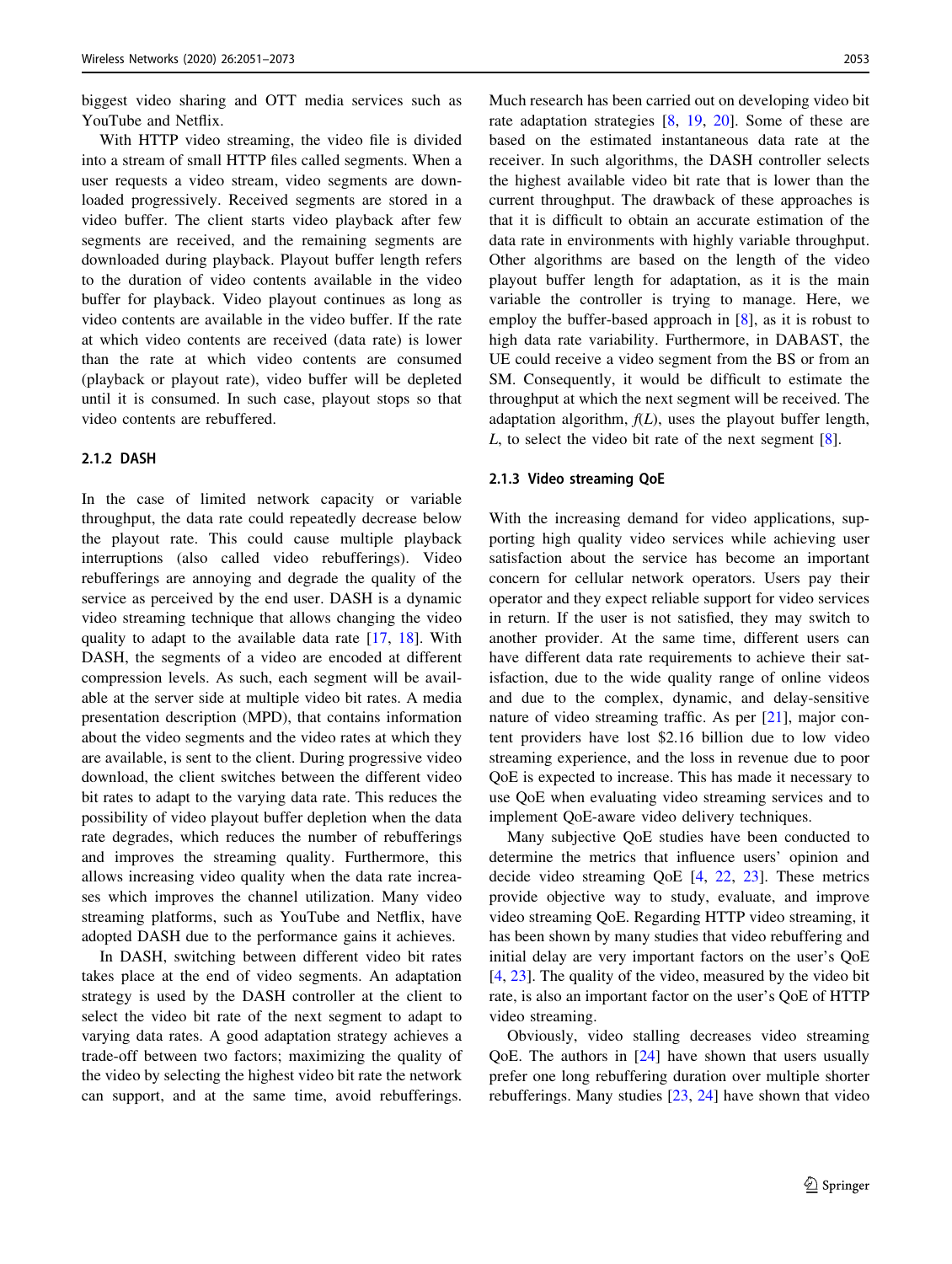biggest video sharing and OTT media services such as YouTube and Netflix.

With HTTP video streaming, the video file is divided into a stream of small HTTP files called segments. When a user requests a video stream, video segments are downloaded progressively. Received segments are stored in a video buffer. The client starts video playback after few segments are received, and the remaining segments are downloaded during playback. Playout buffer length refers to the duration of video contents available in the video buffer for playback. Video playout continues as long as video contents are available in the video buffer. If the rate at which video contents are received (data rate) is lower than the rate at which video contents are consumed (playback or playout rate), video buffer will be depleted until it is consumed. In such case, playout stops so that video contents are rebuffered.

### 2.1.2 DASH

In the case of limited network capacity or variable throughput, the data rate could repeatedly decrease below the playout rate. This could cause multiple playback interruptions (also called video rebufferings). Video rebufferings are annoying and degrade the quality of the service as perceived by the end user. DASH is a dynamic video streaming technique that allows changing the video quality to adapt to the available data rate [17, 18]. With DASH, the segments of a video are encoded at different compression levels. As such, each segment will be available at the server side at multiple video bit rates. A media presentation description (MPD), that contains information about the video segments and the video rates at which they are available, is sent to the client. During progressive video download, the client switches between the different video bit rates to adapt to the varying data rate. This reduces the possibility of video playout buffer depletion when the data rate degrades, which reduces the number of rebufferings and improves the streaming quality. Furthermore, this allows increasing video quality when the data rate increases which improves the channel utilization. Many video streaming platforms, such as YouTube and Netflix, have adopted DASH due to the performance gains it achieves.

In DASH, switching between different video bit rates takes place at the end of video segments. An adaptation strategy is used by the DASH controller at the client to select the video bit rate of the next segment to adapt to varying data rates. A good adaptation strategy achieves a trade-off between two factors; maximizing the quality of the video by selecting the highest video bit rate the network can support, and at the same time, avoid rebufferings. Much research has been carried out on developing video bit rate adaptation strategies [8, 19, 20]. Some of these are based on the estimated instantaneous data rate at the receiver. In such algorithms, the DASH controller selects the highest available video bit rate that is lower than the current throughput. The drawback of these approaches is that it is difficult to obtain an accurate estimation of the data rate in environments with highly variable throughput. Other algorithms are based on the length of the video playout buffer length for adaptation, as it is the main variable the controller is trying to manage. Here, we employ the buffer-based approach in [8], as it is robust to high data rate variability. Furthermore, in DABAST, the UE could receive a video segment from the BS or from an SM. Consequently, it would be difficult to estimate the throughput at which the next segment will be received. The adaptation algorithm, $f(L)$, uses the playout buffer length, $L$, to select the video bit rate of the next segment [8].

### 2.1.3 Video streaming QoE

With the increasing demand for video applications, supporting high quality video services while achieving user satisfaction about the service has become an important concern for cellular network operators. Users pay their operator and they expect reliable support for video services in return. If the user is not satisfied, they may switch to another provider. At the same time, different users can have different data rate requirements to achieve their satisfaction, due to the wide quality range of online videos and due to the complex, dynamic, and delay-sensitive nature of video streaming traffic. As per [21], major content providers have lost \$2.16 billion due to low video streaming experience, and the loss in revenue due to poor QoE is expected to increase. This has made it necessary to use QoE when evaluating video streaming services and to implement QoE-aware video delivery techniques.

Many subjective QoE studies have been conducted to determine the metrics that influence users' opinion and decide video streaming QoE [4, 22, 23]. These metrics provide objective way to study, evaluate, and improve video streaming QoE. Regarding HTTP video streaming, it has been shown by many studies that video rebuffering and initial delay are very important factors on the user's QoE [4, 23]. The quality of the video, measured by the video bit rate, is also an important factor on the user's QoE of HTTP video streaming.

Obviously, video stalling decreases video streaming QoE. The authors in [24] have shown that users usually prefer one long rebuffering duration over multiple shorter rebufferings. Many studies [23, 24] have shown that video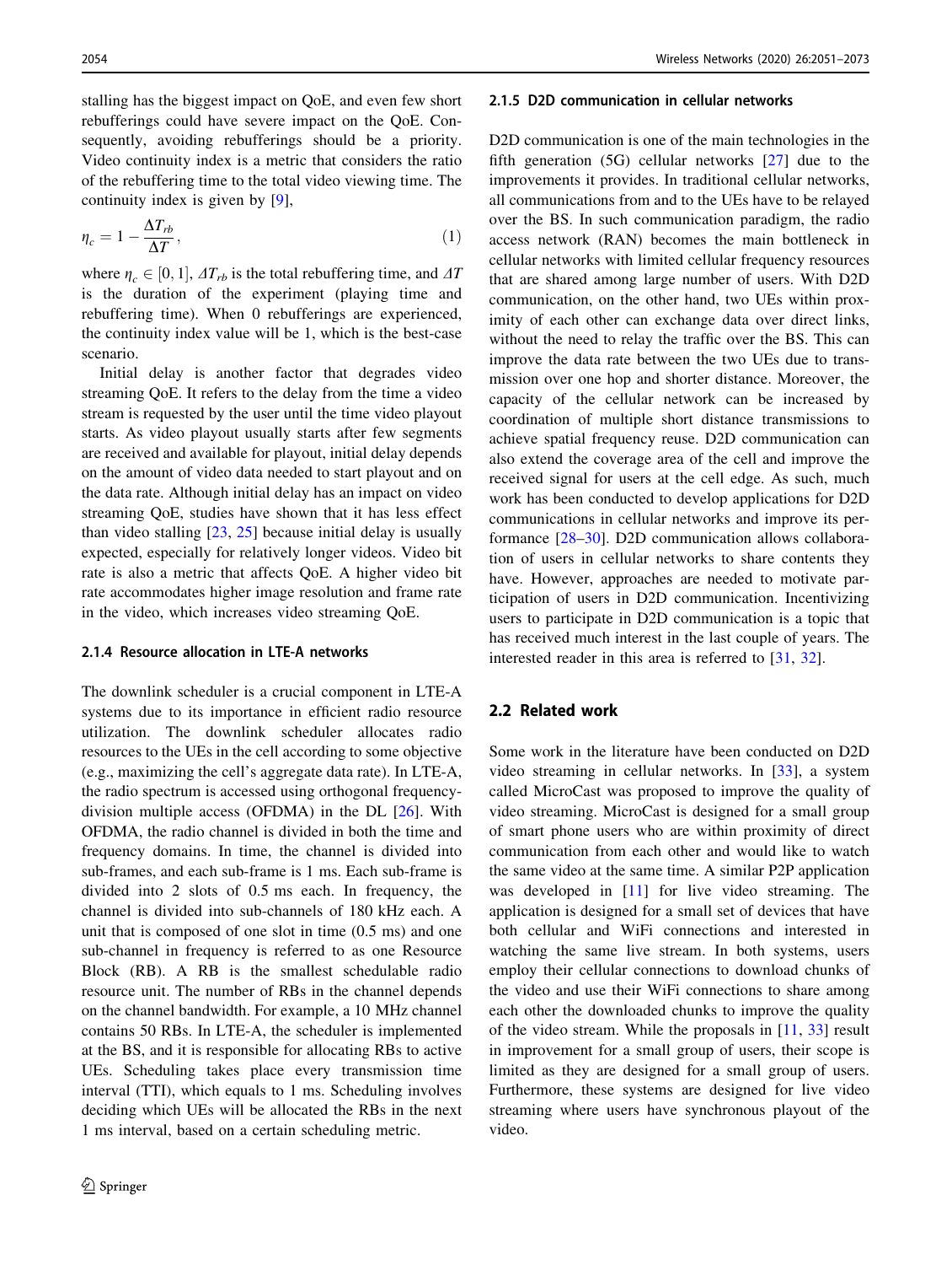stalling has the biggest impact on QoE, and even few short rebufferings could have severe impact on the QoE. Consequently, avoiding rebufferings should be a priority. Video continuity index is a metric that considers the ratio of the rebuffering time to the total video viewing time. The continuity index is given by [9],

$$\eta_c = 1 - \frac{\Delta T_{rb}}{\Delta T}, \tag{1}$$

where $\eta_c \in [0, 1]$, $\Delta T_{rb}$ is the total rebuffering time, and $\Delta T$ is the duration of the experiment (playing time and rebuffering time). When 0 rebufferings are experienced, the continuity index value will be 1, which is the best-case scenario.

Initial delay is another factor that degrades video streaming QoE. It refers to the delay from the time a video stream is requested by the user until the time video playout starts. As video playout usually starts after few segments are received and available for playout, initial delay depends on the amount of video data needed to start playout and on the data rate. Although initial delay has an impact on video streaming QoE, studies have shown that it has less effect than video stalling [23, 25] because initial delay is usually expected, especially for relatively longer videos. Video bit rate is also a metric that affects QoE. A higher video bit rate accommodates higher image resolution and frame rate in the video, which increases video streaming QoE.

#### 2.1.4 Resource allocation in LTE-A networks

The downlink scheduler is a crucial component in LTE-A systems due to its importance in efficient radio resource utilization. The downlink scheduler allocates radio resources to the UEs in the cell according to some objective (e.g., maximizing the cell's aggregate data rate). In LTE-A, the radio spectrum is accessed using orthogonal frequency-division multiple access (OFDMA) in the DL [26]. With OFDMA, the radio channel is divided in both the time and frequency domains. In time, the channel is divided into sub-frames, and each sub-frame is 1 ms. Each sub-frame is divided into 2 slots of 0.5 ms each. In frequency, the channel is divided into sub-channels of 180 kHz each. A unit that is composed of one slot in time (0.5 ms) and one sub-channel in frequency is referred to as one Resource Block (RB). A RB is the smallest schedulable radio resource unit. The number of RBs in the channel depends on the channel bandwidth. For example, a 10 MHz channel contains 50 RBs. In LTE-A, the scheduler is implemented at the BS, and it is responsible for allocating RBs to active UEs. Scheduling takes place every transmission time interval (TTI), which equals to 1 ms. Scheduling involves deciding which UEs will be allocated the RBs in the next 1 ms interval, based on a certain scheduling metric.

#### 2.1.5 D2D communication in cellular networks

D2D communication is one of the main technologies in the fifth generation (5G) cellular networks [27] due to the improvements it provides. In traditional cellular networks, all communications from and to the UEs have to be relayed over the BS. In such communication paradigm, the radio access network (RAN) becomes the main bottleneck in cellular networks with limited cellular frequency resources that are shared among large number of users. With D2D communication, on the other hand, two UEs within proximity of each other can exchange data over direct links, without the need to relay the traffic over the BS. This can improve the data rate between the two UEs due to transmission over one hop and shorter distance. Moreover, the capacity of the cellular network can be increased by coordination of multiple short distance transmissions to achieve spatial frequency reuse. D2D communication can also extend the coverage area of the cell and improve the received signal for users at the cell edge. As such, much work has been conducted to develop applications for D2D communications in cellular networks and improve its performance [28–30]. D2D communication allows collaboration of users in cellular networks to share contents they have. However, approaches are needed to motivate participation of users in D2D communication. Incentivizing users to participate in D2D communication is a topic that has received much interest in the last couple of years. The interested reader in this area is referred to [31, 32].

### 2.2 Related work

Some work in the literature have been conducted on D2D video streaming in cellular networks. In [33], a system called MicroCast was proposed to improve the quality of video streaming. MicroCast is designed for a small group of smart phone users who are within proximity of direct communication from each other and would like to watch the same video at the same time. A similar P2P application was developed in [11] for live video streaming. The application is designed for a small set of devices that have both cellular and WiFi connections and interested in watching the same live stream. In both systems, users employ their cellular connections to download chunks of the video and use their WiFi connections to share among each other the downloaded chunks to improve the quality of the video stream. While the proposals in [11, 33] result in improvement for a small group of users, their scope is limited as they are designed for a small group of users. Furthermore, these systems are designed for live video streaming where users have synchronous playout of the video.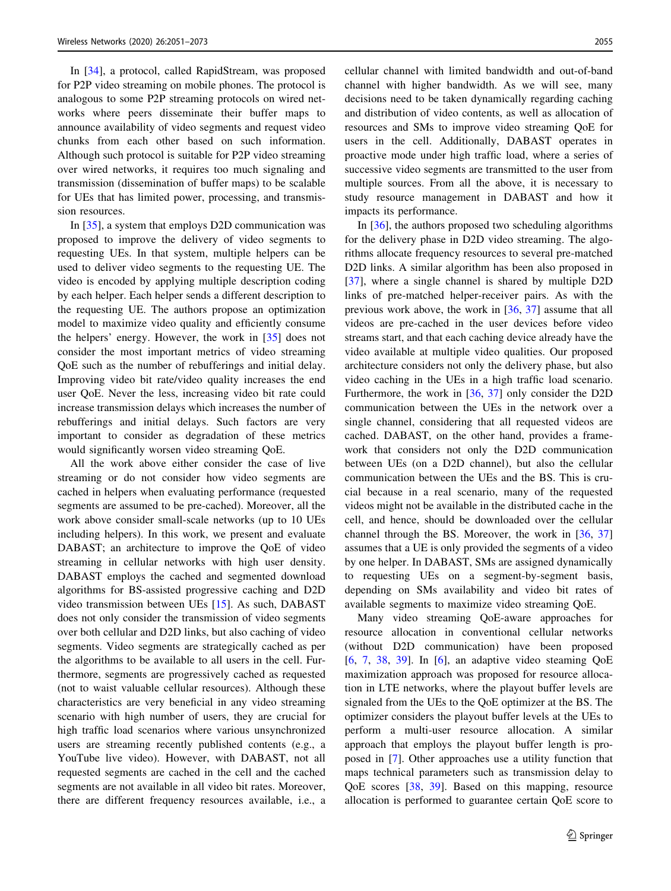In [34], a protocol, called RapidStream, was proposed for P2P video streaming on mobile phones. The protocol is analogous to some P2P streaming protocols on wired networks where peers disseminate their buffer maps to announce availability of video segments and request video chunks from each other based on such information. Although such protocol is suitable for P2P video streaming over wired networks, it requires too much signaling and transmission (dissemination of buffer maps) to be scalable for UEs that has limited power, processing, and transmission resources.

In [35], a system that employs D2D communication was proposed to improve the delivery of video segments to requesting UEs. In that system, multiple helpers can be used to deliver video segments to the requesting UE. The video is encoded by applying multiple description coding by each helper. Each helper sends a different description to the requesting UE. The authors propose an optimization model to maximize video quality and efficiently consume the helpers' energy. However, the work in [35] does not consider the most important metrics of video streaming QoE such as the number of rebufferings and initial delay. Improving video bit rate/video quality increases the end user QoE. Never the less, increasing video bit rate could increase transmission delays which increases the number of rebufferings and initial delays. Such factors are very important to consider as degradation of these metrics would significantly worsen video streaming QoE.

All the work above either consider the case of live streaming or do not consider how video segments are cached in helpers when evaluating performance (requested segments are assumed to be pre-cached). Moreover, all the work above consider small-scale networks (up to 10 UEs including helpers). In this work, we present and evaluate DABAST; an architecture to improve the QoE of video streaming in cellular networks with high user density. DABAST employs the cached and segmented download algorithms for BS-assisted progressive caching and D2D video transmission between UEs [15]. As such, DABAST does not only consider the transmission of video segments over both cellular and D2D links, but also caching of video segments. Video segments are strategically cached as per the algorithms to be available to all users in the cell. Furthermore, segments are progressively cached as requested (not to waist valuable cellular resources). Although these characteristics are very beneficial in any video streaming scenario with high number of users, they are crucial for high traffic load scenarios where various unsynchronized users are streaming recently published contents (e.g., a YouTube live video). However, with DABAST, not all requested segments are cached in the cell and the cached segments are not available in all video bit rates. Moreover, there are different frequency resources available, i.e., a cellular channel with limited bandwidth and out-of-band channel with higher bandwidth. As we will see, many decisions need to be taken dynamically regarding caching and distribution of video contents, as well as allocation of resources and SMs to improve video streaming QoE for users in the cell. Additionally, DABAST operates in proactive mode under high traffic load, where a series of successive video segments are transmitted to the user from multiple sources. From all the above, it is necessary to study resource management in DABAST and how it impacts its performance.

In [36], the authors proposed two scheduling algorithms for the delivery phase in D2D video streaming. The algorithms allocate frequency resources to several pre-matched D2D links. A similar algorithm has been also proposed in [37], where a single channel is shared by multiple D2D links of pre-matched helper-receiver pairs. As with the previous work above, the work in [36, 37] assume that all videos are pre-cached in the user devices before video streams start, and that each caching device already have the video available at multiple video qualities. Our proposed architecture considers not only the delivery phase, but also video caching in the UEs in a high traffic load scenario. Furthermore, the work in [36, 37] only consider the D2D communication between the UEs in the network over a single channel, considering that all requested videos are cached. DABAST, on the other hand, provides a framework that considers not only the D2D communication between UEs (on a D2D channel), but also the cellular communication between the UEs and the BS. This is crucial because in a real scenario, many of the requested videos might not be available in the distributed cache in the cell, and hence, should be downloaded over the cellular channel through the BS. Moreover, the work in [36, 37] assumes that a UE is only provided the segments of a video by one helper. In DABAST, SMs are assigned dynamically to requesting UEs on a segment-by-segment basis, depending on SMs availability and video bit rates of available segments to maximize video streaming QoE.

Many video streaming QoE-aware approaches for resource allocation in conventional cellular networks (without D2D communication) have been proposed [6, 7, 38, 39]. In [6], an adaptive video steaming QoE maximization approach was proposed for resource allocation in LTE networks, where the playout buffer levels are signaled from the UEs to the QoE optimizer at the BS. The optimizer considers the playout buffer levels at the UEs to perform a multi-user resource allocation. A similar approach that employs the playout buffer length is proposed in [7]. Other approaches use a utility function that maps technical parameters such as transmission delay to QoE scores [38, 39]. Based on this mapping, resource allocation is performed to guarantee certain QoE score to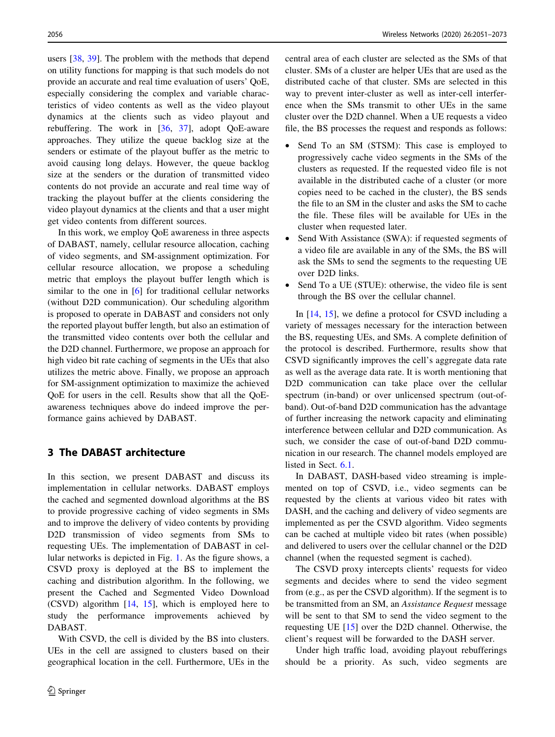users [38, 39]. The problem with the methods that depend on utility functions for mapping is that such models do not provide an accurate and real time evaluation of users' QoE, especially considering the complex and variable characteristics of video contents as well as the video playout dynamics at the clients such as video playout and rebuffering. The work in [36, 37], adopt QoE-aware approaches. They utilize the queue backlog size at the senders or estimate of the playout buffer as the metric to avoid causing long delays. However, the queue backlog size at the senders or the duration of transmitted video contents do not provide an accurate and real time way of tracking the playout buffer at the clients considering the video playout dynamics at the clients and that a user might get video contents from different sources.

In this work, we employ QoE awareness in three aspects of DABAST, namely, cellular resource allocation, caching of video segments, and SM-assignment optimization. For cellular resource allocation, we propose a scheduling metric that employs the playout buffer length which is similar to the one in [6] for traditional cellular networks (without D2D communication). Our scheduling algorithm is proposed to operate in DABAST and considers not only the reported playout buffer length, but also an estimation of the transmitted video contents over both the cellular and the D2D channel. Furthermore, we propose an approach for high video bit rate caching of segments in the UEs that also utilizes the metric above. Finally, we propose an approach for SM-assignment optimization to maximize the achieved QoE for users in the cell. Results show that all the QoE-awareness techniques above do indeed improve the performance gains achieved by DABAST.

## 3 The DABAST architecture

In this section, we present DABAST and discuss its implementation in cellular networks. DABAST employs the cached and segmented download algorithms at the BS to provide progressive caching of video segments in SMs and to improve the delivery of video contents by providing D2D transmission of video segments from SMs to requesting UEs. The implementation of DABAST in cellular networks is depicted in Fig. 1. As the figure shows, a CSVD proxy is deployed at the BS to implement the caching and distribution algorithm. In the following, we present the Cached and Segmented Video Download (CSVD) algorithm [14, 15], which is employed here to study the performance improvements achieved by DABAST.

With CSVD, the cell is divided by the BS into clusters. UEs in the cell are assigned to clusters based on their geographical location in the cell. Furthermore, UEs in the central area of each cluster are selected as the SMs of that cluster. SMs of a cluster are helper UEs that are used as the distributed cache of that cluster. SMs are selected in this way to prevent inter-cluster as well as inter-cell interference when the SMs transmit to other UEs in the same cluster over the D2D channel. When a UE requests a video file, the BS processes the request and responds as follows:

- Send To an SM (STSM): This case is employed to progressively cache video segments in the SMs of the clusters as requested. If the requested video file is not available in the distributed cache of a cluster (or more copies need to be cached in the cluster), the BS sends the file to an SM in the cluster and asks the SM to cache the file. These files will be available for UEs in the cluster when requested later.
- Send With Assistance (SWA): if requested segments of a video file are available in any of the SMs, the BS will ask the SMs to send the segments to the requesting UE over D2D links.
- Send To a UE (STUE): otherwise, the video file is sent through the BS over the cellular channel.

In [14, 15], we define a protocol for CSVD including a variety of messages necessary for the interaction between the BS, requesting UEs, and SMs. A complete definition of the protocol is described. Furthermore, results show that CSVD significantly improves the cell's aggregate data rate as well as the average data rate. It is worth mentioning that D2D communication can take place over the cellular spectrum (in-band) or over unlicensed spectrum (out-of-band). Out-of-band D2D communication has the advantage of further increasing the network capacity and eliminating interference between cellular and D2D communication. As such, we consider the case of out-of-band D2D communication in our research. The channel models employed are listed in Sect. 6.1.

In DABAST, DASH-based video streaming is implemented on top of CSVD, i.e., video segments can be requested by the clients at various video bit rates with DASH, and the caching and delivery of video segments are implemented as per the CSVD algorithm. Video segments can be cached at multiple video bit rates (when possible) and delivered to users over the cellular channel or the D2D channel (when the requested segment is cached).

The CSVD proxy intercepts clients' requests for video segments and decides where to send the video segment from (e.g., as per the CSVD algorithm). If the segment is to be transmitted from an SM, an *Assistance Request* message will be sent to that SM to send the video segment to the requesting UE [15] over the D2D channel. Otherwise, the client's request will be forwarded to the DASH server.

Under high traffic load, avoiding playout rebufferings should be a priority. As such, video segments are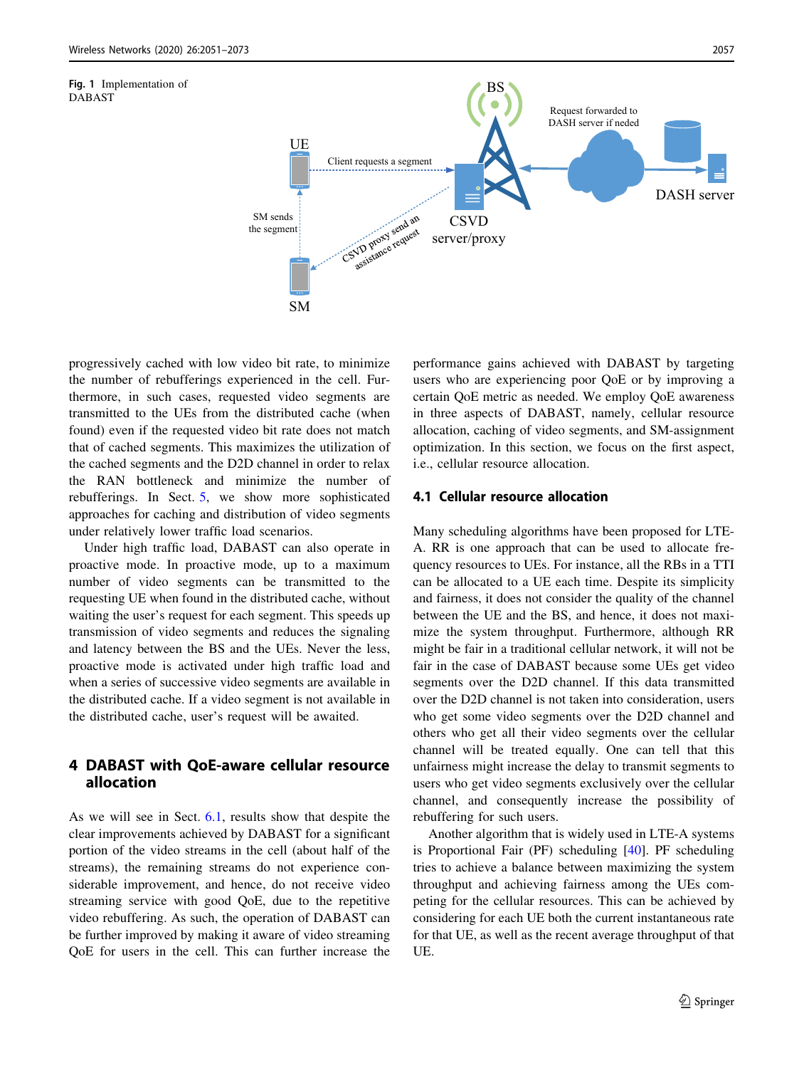Fig. 1 Implementation of DABAST

BS
UE
Client requests a segment
Request forwarded to DASH server if needed
DASH server
SM sends the segment
CSVD proxy send an assistance request
CSVD server/proxy
SM

progressively cached with low video bit rate, to minimize the number of rebufferings experienced in the cell. Furthermore, in such cases, requested video segments are transmitted to the UEs from the distributed cache (when found) even if the requested video bit rate does not match that of cached segments. This maximizes the utilization of the cached segments and the D2D channel in order to relax the RAN bottleneck and minimize the number of rebufferings. In Sect. 5, we show more sophisticated approaches for caching and distribution of video segments under relatively lower traffic load scenarios.

Under high traffic load, DABAST can also operate in proactive mode. In proactive mode, up to a maximum number of video segments can be transmitted to the requesting UE when found in the distributed cache, without waiting the user's request for each segment. This speeds up transmission of video segments and reduces the signaling and latency between the BS and the UEs. Never the less, proactive mode is activated under high traffic load and when a series of successive video segments are available in the distributed cache. If a video segment is not available in the distributed cache, user's request will be awaited.

## 4 DABAST with QoE-aware cellular resource allocation

As we will see in Sect. 6.1, results show that despite the clear improvements achieved by DABAST for a significant portion of the video streams in the cell (about half of the streams), the remaining streams do not experience considerable improvement, and hence, do not receive video streaming service with good QoE, due to the repetitive video rebuffering. As such, the operation of DABAST can be further improved by making it aware of video streaming QoE for users in the cell. This can further increase the performance gains achieved with DABAST by targeting users who are experiencing poor QoE or by improving a certain QoE metric as needed. We employ QoE awareness in three aspects of DABAST, namely, cellular resource allocation, caching of video segments, and SM-assignment optimization. In this section, we focus on the first aspect, i.e., cellular resource allocation.

### 4.1 Cellular resource allocation

Many scheduling algorithms have been proposed for LTE-A. RR is one approach that can be used to allocate frequency resources to UEs. For instance, all the RBs in a TTI can be allocated to a UE each time. Despite its simplicity and fairness, it does not consider the quality of the channel between the UE and the BS, and hence, it does not maximize the system throughput. Furthermore, although RR might be fair in a traditional cellular network, it will not be fair in the case of DABAST because some UEs get video segments over the D2D channel. If this data transmitted over the D2D channel is not taken into consideration, users who get some video segments over the D2D channel and others who get all their video segments over the cellular channel will be treated equally. One can tell that this unfairness might increase the delay to transmit segments to users who get video segments exclusively over the cellular channel, and consequently increase the possibility of rebuffering for such users.

Another algorithm that is widely used in LTE-A systems is Proportional Fair (PF) scheduling [40]. PF scheduling tries to achieve a balance between maximizing the system throughput and achieving fairness among the UEs competing for the cellular resources. This can be achieved by considering for each UE both the current instantaneous rate for that UE, as well as the recent average throughput of that UE.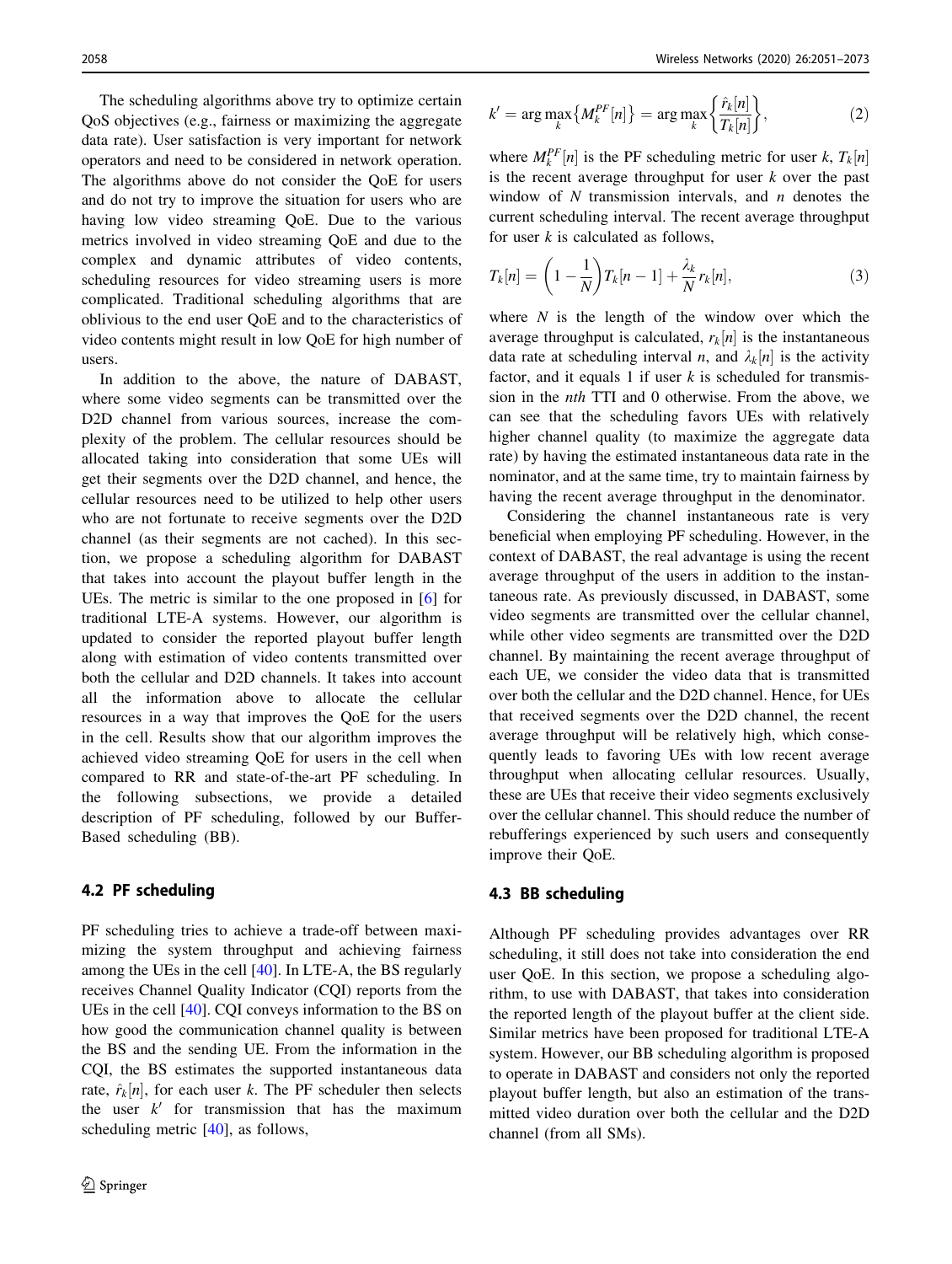The scheduling algorithms above try to optimize certain QoS objectives (e.g., fairness or maximizing the aggregate data rate). User satisfaction is very important for network operators and need to be considered in network operation. The algorithms above do not consider the QoE for users and do not try to improve the situation for users who are having low video streaming QoE. Due to the various metrics involved in video streaming QoE and due to the complex and dynamic attributes of video contents, scheduling resources for video streaming users is more complicated. Traditional scheduling algorithms that are oblivious to the end user QoE and to the characteristics of video contents might result in low QoE for high number of users.

In addition to the above, the nature of DABAST, where some video segments can be transmitted over the D2D channel from various sources, increase the complexity of the problem. The cellular resources should be allocated taking into consideration that some UEs will get their segments over the D2D channel, and hence, the cellular resources need to be utilized to help other users who are not fortunate to receive segments over the D2D channel (as their segments are not cached). In this section, we propose a scheduling algorithm for DABAST that takes into account the playout buffer length in the UEs. The metric is similar to the one proposed in [6] for traditional LTE-A systems. However, our algorithm is updated to consider the reported playout buffer length along with estimation of video contents transmitted over both the cellular and D2D channels. It takes into account all the information above to allocate the cellular resources in a way that improves the QoE for the users in the cell. Results show that our algorithm improves the achieved video streaming QoE for users in the cell when compared to RR and state-of-the-art PF scheduling. In the following subsections, we provide a detailed description of PF scheduling, followed by our Buffer-Based scheduling (BB).

### 4.2 PF scheduling

PF scheduling tries to achieve a trade-off between maximizing the system throughput and achieving fairness among the UEs in the cell [40]. In LTE-A, the BS regularly receives Channel Quality Indicator (CQI) reports from the UEs in the cell [40]. CQI conveys information to the BS on how good the communication channel quality is between the BS and the sending UE. From the information in the CQI, the BS estimates the supported instantaneous data rate, $\hat{r}_k[n]$, for each user $k$. The PF scheduler then selects the user $k'$ for transmission that has the maximum scheduling metric [40], as follows,

$$k' = \arg\max_k \left\{ M_k^{PF}[n] \right\} = \arg\max_k \left\{ \frac{\hat{r}_k[n]}{T_k[n]} \right\}, \tag{2}$$

where $M_k^{PF}[n]$ is the PF scheduling metric for user $k$, $T_k[n]$ is the recent average throughput for user $k$ over the past window of $N$ transmission intervals, and $n$ denotes the current scheduling interval. The recent average throughput for user $k$ is calculated as follows,

$$T_k[n] = \left(1 - \frac{1}{N}\right) T_k[n-1] + \frac{\lambda_k}{N} r_k[n], \tag{3}$$

where $N$ is the length of the window over which the average throughput is calculated, $r_k[n]$ is the instantaneous data rate at scheduling interval $n$, and $\lambda_k[n]$ is the activity factor, and it equals 1 if user $k$ is scheduled for transmission in the *nth* TTI and 0 otherwise. From the above, we can see that the scheduling favors UEs with relatively higher channel quality (to maximize the aggregate data rate) by having the estimated instantaneous data rate in the nominator, and at the same time, try to maintain fairness by having the recent average throughput in the denominator.

Considering the channel instantaneous rate is very beneficial when employing PF scheduling. However, in the context of DABAST, the real advantage is using the recent average throughput of the users in addition to the instantaneous rate. As previously discussed, in DABAST, some video segments are transmitted over the cellular channel, while other video segments are transmitted over the D2D channel. By maintaining the recent average throughput of each UE, we consider the video data that is transmitted over both the cellular and the D2D channel. Hence, for UEs that received segments over the D2D channel, the recent average throughput will be relatively high, which consequently leads to favoring UEs with low recent average throughput when allocating cellular resources. Usually, these are UEs that receive their video segments exclusively over the cellular channel. This should reduce the number of rebufferings experienced by such users and consequently improve their QoE.

### 4.3 BB scheduling

Although PF scheduling provides advantages over RR scheduling, it still does not take into consideration the end user QoE. In this section, we propose a scheduling algorithm, to use with DABAST, that takes into consideration the reported length of the playout buffer at the client side. Similar metrics have been proposed for traditional LTE-A system. However, our BB scheduling algorithm is proposed to operate in DABAST and considers not only the reported playout buffer length, but also an estimation of the transmitted video duration over both the cellular and the D2D channel (from all SMs).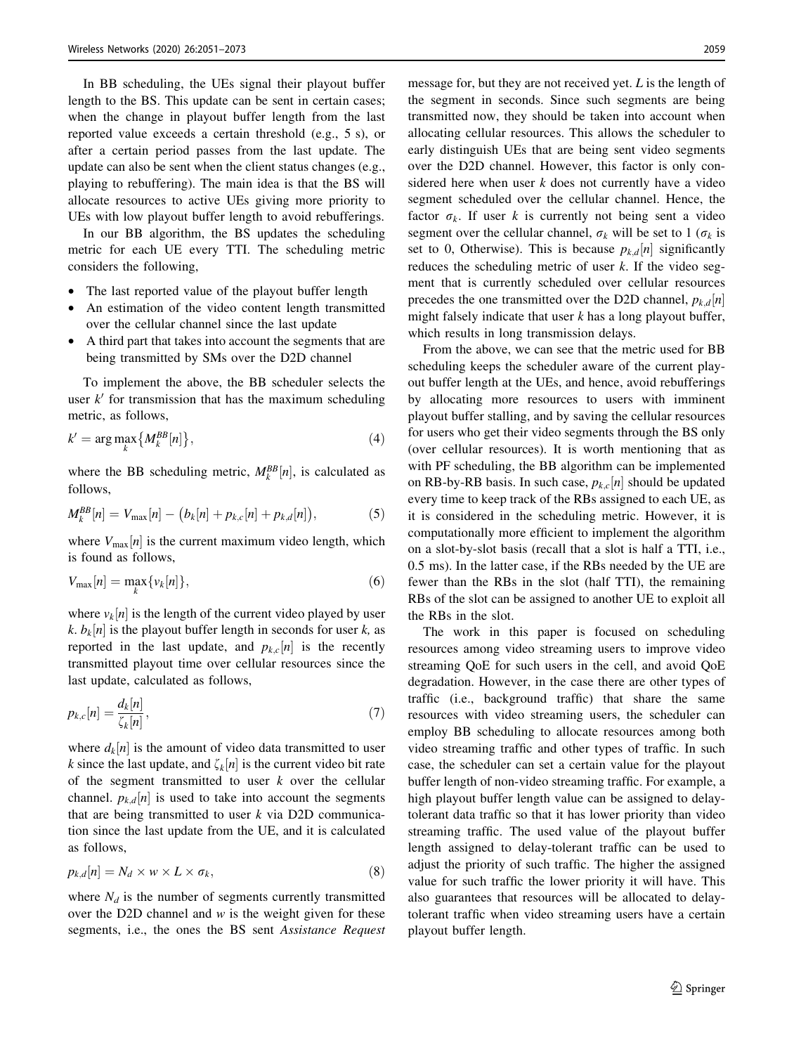In BB scheduling, the UEs signal their playout buffer length to the BS. This update can be sent in certain cases; when the change in playout buffer length from the last reported value exceeds a certain threshold (e.g., 5 s), or after a certain period passes from the last update. The update can also be sent when the client status changes (e.g., playing to rebuffering). The main idea is that the BS will allocate resources to active UEs giving more priority to UEs with low playout buffer length to avoid rebufferings.

In our BB algorithm, the BS updates the scheduling metric for each UE every TTI. The scheduling metric considers the following,

- The last reported value of the playout buffer length
- An estimation of the video content length transmitted over the cellular channel since the last update
- A third part that takes into account the segments that are being transmitted by SMs over the D2D channel

To implement the above, the BB scheduler selects the user $k'$ for transmission that has the maximum scheduling metric, as follows,

$$k' = \arg\max_{k} \{ M_k^{BB}[n] \}, \tag{4}$$

where the BB scheduling metric, $M_k^{BB}[n]$, is calculated as follows,

$$M_k^{BB}[n] = V_{\max}[n] - \left( b_k[n] + p_{k,c}[n] + p_{k,d}[n] \right), \tag{5}$$

where $V_{\max}[n]$ is the current maximum video length, which is found as follows,

$$V_{\max}[n] = \max_{k} \{ v_k[n] \}, \tag{6}$$

where $v_k[n]$ is the length of the current video played by user $k$. $b_k[n]$ is the playout buffer length in seconds for user $k$, as reported in the last update, and $p_{k,c}[n]$ is the recently transmitted playout time over cellular resources since the last update, calculated as follows,

$$p_{k,c}[n] = \frac{d_k[n]}{\zeta_k[n]}, \tag{7}$$

where $d_k[n]$ is the amount of video data transmitted to user $k$ since the last update, and $\zeta_k[n]$ is the current video bit rate of the segment transmitted to user $k$ over the cellular channel. $p_{k,d}[n]$ is used to take into account the segments that are being transmitted to user $k$ via D2D communication since the last update from the UE, and it is calculated as follows,

$$p_{k,d}[n] = N_d \times w \times L \times \sigma_k, \tag{8}$$

where $N_d$ is the number of segments currently transmitted over the D2D channel and $w$ is the weight given for these segments, i.e., the ones the BS sent *Assistance Request* message for, but they are not received yet. $L$ is the length of the segment in seconds. Since such segments are being transmitted now, they should be taken into account when allocating cellular resources. This allows the scheduler to early distinguish UEs that are being sent video segments over the D2D channel. However, this factor is only considered here when user $k$ does not currently have a video segment scheduled over the cellular channel. Hence, the factor $\sigma_k$. If user $k$ is currently not being sent a video segment over the cellular channel, $\sigma_k$ will be set to 1 ($\sigma_k$ is set to 0, Otherwise). This is because $p_{k,d}[n]$ significantly reduces the scheduling metric of user $k$. If the video segment that is currently scheduled over cellular resources precedes the one transmitted over the D2D channel, $p_{k,d}[n]$ might falsely indicate that user $k$ has a long playout buffer, which results in long transmission delays.

From the above, we can see that the metric used for BB scheduling keeps the scheduler aware of the current playout buffer length at the UEs, and hence, avoid rebufferings by allocating more resources to users with imminent playout buffer stalling, and by saving the cellular resources for users who get their video segments through the BS only (over cellular resources). It is worth mentioning that as with PF scheduling, the BB algorithm can be implemented on RB-by-RB basis. In such case, $p_{k,c}[n]$ should be updated every time to keep track of the RBs assigned to each UE, as it is considered in the scheduling metric. However, it is computationally more efficient to implement the algorithm on a slot-by-slot basis (recall that a slot is half a TTI, i.e., 0.5 ms). In the latter case, if the RBs needed by the UE are fewer than the RBs in the slot (half TTI), the remaining RBs of the slot can be assigned to another UE to exploit all the RBs in the slot.

The work in this paper is focused on scheduling resources among video streaming users to improve video streaming QoE for such users in the cell, and avoid QoE degradation. However, in the case there are other types of traffic (i.e., background traffic) that share the same resources with video streaming users, the scheduler can employ BB scheduling to allocate resources among both video streaming traffic and other types of traffic. In such case, the scheduler can set a certain value for the playout buffer length of non-video streaming traffic. For example, a high playout buffer length value can be assigned to delay-tolerant data traffic so that it has lower priority than video streaming traffic. The used value of the playout buffer length assigned to delay-tolerant traffic can be used to adjust the priority of such traffic. The higher the assigned value for such traffic the lower priority it will have. This also guarantees that resources will be allocated to delay-tolerant traffic when video streaming users have a certain playout buffer length.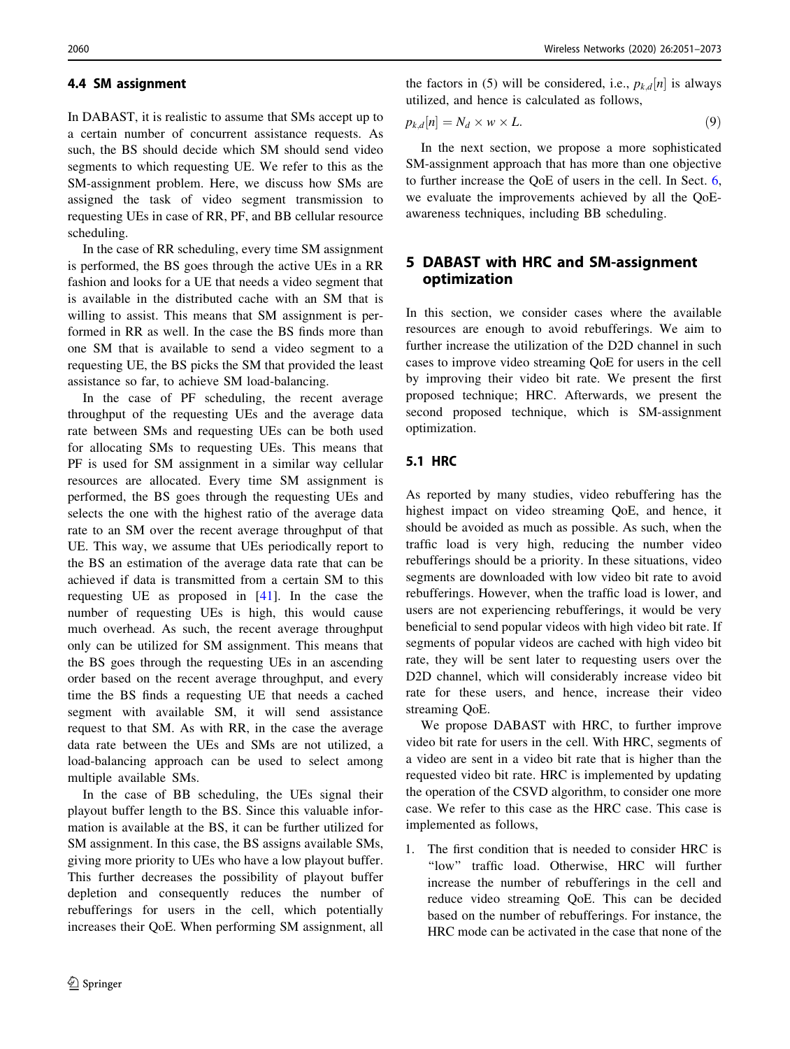### 4.4 SM assignment

In DABAST, it is realistic to assume that SMs accept up to a certain number of concurrent assistance requests. As such, the BS should decide which SM should send video segments to which requesting UE. We refer to this as the SM-assignment problem. Here, we discuss how SMs are assigned the task of video segment transmission to requesting UEs in case of RR, PF, and BB cellular resource scheduling.

In the case of RR scheduling, every time SM assignment is performed, the BS goes through the active UEs in a RR fashion and looks for a UE that needs a video segment that is available in the distributed cache with an SM that is willing to assist. This means that SM assignment is performed in RR as well. In the case the BS finds more than one SM that is available to send a video segment to a requesting UE, the BS picks the SM that provided the least assistance so far, to achieve SM load-balancing.

In the case of PF scheduling, the recent average throughput of the requesting UEs and the average data rate between SMs and requesting UEs can be both used for allocating SMs to requesting UEs. This means that PF is used for SM assignment in a similar way cellular resources are allocated. Every time SM assignment is performed, the BS goes through the requesting UEs and selects the one with the highest ratio of the average data rate to an SM over the recent average throughput of that UE. This way, we assume that UEs periodically report to the BS an estimation of the average data rate that can be achieved if data is transmitted from a certain SM to this requesting UE as proposed in [41]. In the case the number of requesting UEs is high, this would cause much overhead. As such, the recent average throughput only can be utilized for SM assignment. This means that the BS goes through the requesting UEs in an ascending order based on the recent average throughput, and every time the BS finds a requesting UE that needs a cached segment with available SM, it will send assistance request to that SM. As with RR, in the case the average data rate between the UEs and SMs are not utilized, a load-balancing approach can be used to select among multiple available SMs.

In the case of BB scheduling, the UEs signal their playout buffer length to the BS. Since this valuable information is available at the BS, it can be further utilized for SM assignment. In this case, the BS assigns available SMs, giving more priority to UEs who have a low playout buffer. This further decreases the possibility of playout buffer depletion and consequently reduces the number of rebufferings for users in the cell, which potentially increases their QoE. When performing SM assignment, all the factors in (5) will be considered, i.e., $p_{k,d}[n]$ is always utilized, and hence is calculated as follows,

$$p_{k,d}[n] = N_d \times w \times L. \tag{9}$$

In the next section, we propose a more sophisticated SM-assignment approach that has more than one objective to further increase the QoE of users in the cell. In Sect. 6, we evaluate the improvements achieved by all the QoE-awareness techniques, including BB scheduling.

## 5 DABAST with HRC and SM-assignment optimization

In this section, we consider cases where the available resources are enough to avoid rebufferings. We aim to further increase the utilization of the D2D channel in such cases to improve video streaming QoE for users in the cell by improving their video bit rate. We present the first proposed technique; HRC. Afterwards, we present the second proposed technique, which is SM-assignment optimization.

### 5.1 HRC

As reported by many studies, video rebuffering has the highest impact on video streaming QoE, and hence, it should be avoided as much as possible. As such, when the traffic load is very high, reducing the number video rebufferings should be a priority. In these situations, video segments are downloaded with low video bit rate to avoid rebufferings. However, when the traffic load is lower, and users are not experiencing rebufferings, it would be very beneficial to send popular videos with high video bit rate. If segments of popular videos are cached with high video bit rate, they will be sent later to requesting users over the D2D channel, which will considerably increase video bit rate for these users, and hence, increase their video streaming QoE.

We propose DABAST with HRC, to further improve video bit rate for users in the cell. With HRC, segments of a video are sent in a video bit rate that is higher than the requested video bit rate. HRC is implemented by updating the operation of the CSVD algorithm, to consider one more case. We refer to this case as the HRC case. This case is implemented as follows,

1. The first condition that is needed to consider HRC is "low" traffic load. Otherwise, HRC will further increase the number of rebufferings in the cell and reduce video streaming QoE. This can be decided based on the number of rebufferings. For instance, the HRC mode can be activated in the case that none of the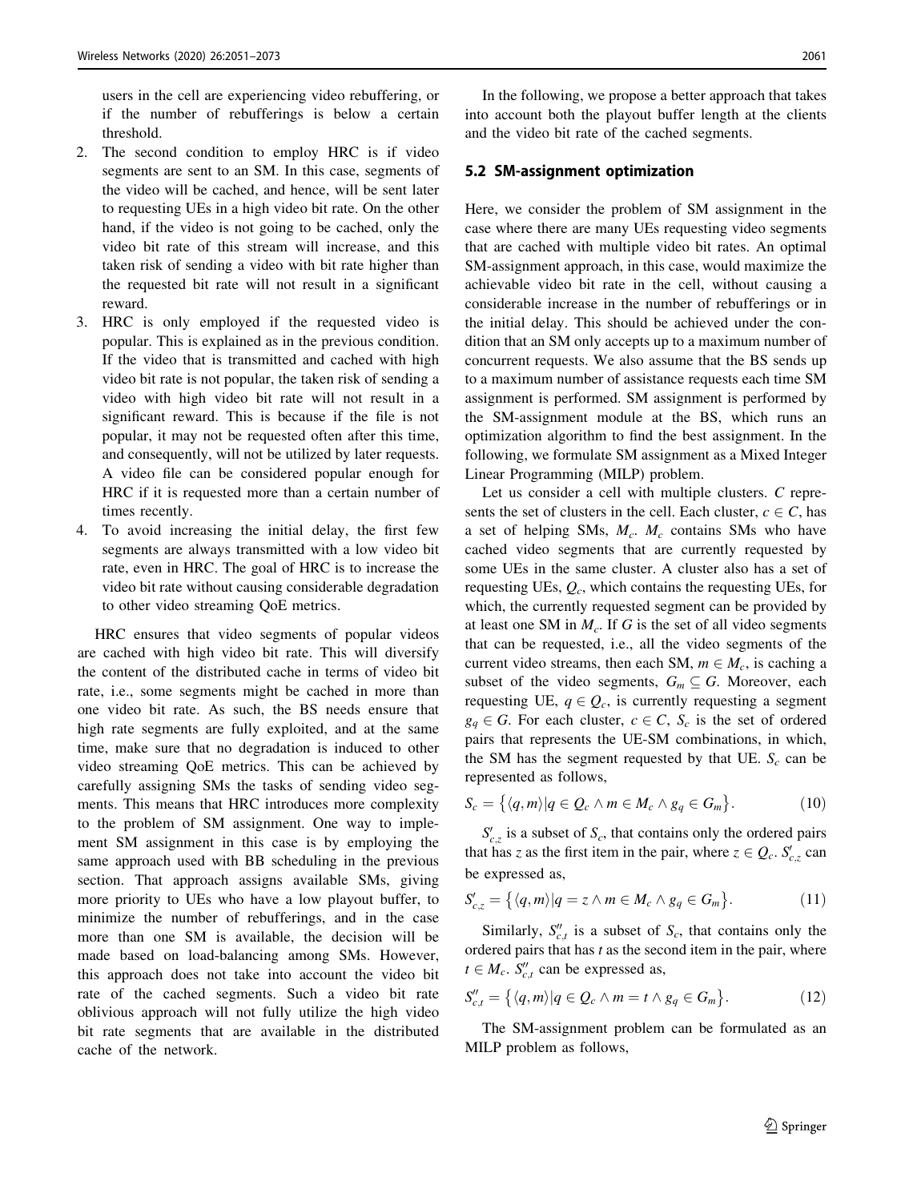users in the cell are experiencing video rebuffering, or if the number of rebufferings is below a certain threshold.

2. The second condition to employ HRC is if video segments are sent to an SM. In this case, segments of the video will be cached, and hence, will be sent later to requesting UEs in a high video bit rate. On the other hand, if the video is not going to be cached, only the video bit rate of this stream will increase, and this taken risk of sending a video with bit rate higher than the requested bit rate will not result in a significant reward.
3. HRC is only employed if the requested video is popular. This is explained as in the previous condition. If the video that is transmitted and cached with high video bit rate is not popular, the taken risk of sending a video with high video bit rate will not result in a significant reward. This is because if the file is not popular, it may not be requested often after this time, and consequently, will not be utilized by later requests. A video file can be considered popular enough for HRC if it is requested more than a certain number of times recently.
4. To avoid increasing the initial delay, the first few segments are always transmitted with a low video bit rate, even in HRC. The goal of HRC is to increase the video bit rate without causing considerable degradation to other video streaming QoE metrics.

HRC ensures that video segments of popular videos are cached with high video bit rate. This will diversify the content of the distributed cache in terms of video bit rate, i.e., some segments might be cached in more than one video bit rate. As such, the BS needs ensure that high rate segments are fully exploited, and at the same time, make sure that no degradation is induced to other video streaming QoE metrics. This can be achieved by carefully assigning SMs the tasks of sending video segments. This means that HRC introduces more complexity to the problem of SM assignment. One way to implement SM assignment in this case is by employing the same approach used with BB scheduling in the previous section. That approach assigns available SMs, giving more priority to UEs who have a low playout buffer, to minimize the number of rebufferings, and in the case more than one SM is available, the decision will be made based on load-balancing among SMs. However, this approach does not take into account the video bit rate of the cached segments. Such a video bit rate oblivious approach will not fully utilize the high video bit rate segments that are available in the distributed cache of the network.

In the following, we propose a better approach that takes into account both the playout buffer length at the clients and the video bit rate of the cached segments.

### 5.2 SM-assignment optimization

Here, we consider the problem of SM assignment in the case where there are many UEs requesting video segments that are cached with multiple video bit rates. An optimal SM-assignment approach, in this case, would maximize the achievable video bit rate in the cell, without causing a considerable increase in the number of rebufferings or in the initial delay. This should be achieved under the condition that an SM only accepts up to a maximum number of concurrent requests. We also assume that the BS sends up to a maximum number of assistance requests each time SM assignment is performed. SM assignment is performed by the SM-assignment module at the BS, which runs an optimization algorithm to find the best assignment. In the following, we formulate SM assignment as a Mixed Integer Linear Programming (MILP) problem.

Let us consider a cell with multiple clusters. $C$ represents the set of clusters in the cell. Each cluster, $c \in C$, has a set of helping SMs, $M_c$. $M_c$ contains SMs who have cached video segments that are currently requested by some UEs in the same cluster. A cluster also has a set of requesting UEs, $Q_c$, which contains the requesting UEs, for which, the currently requested segment can be provided by at least one SM in $M_c$. If $G$ is the set of all video segments that can be requested, i.e., all the video segments of the current video streams, then each SM, $m \in M_c$, is caching a subset of the video segments, $G_m \subseteq G$. Moreover, each requesting UE, $q \in Q_c$, is currently requesting a segment $g_q \in G$. For each cluster, $c \in C$, $S_c$ is the set of ordered pairs that represents the UE-SM combinations, in which, the SM has the segment requested by that UE. $S_c$ can be represented as follows,

$$S_c = \{\langle q, m \rangle | q \in Q_c \wedge m \in M_c \wedge g_q \in G_m\}. \tag{10}$$

$S'_{c,z}$ is a subset of $S_c$, that contains only the ordered pairs that has $z$ as the first item in the pair, where $z \in Q_c$. $S'_{c,z}$ can be expressed as,

$$S'_{c,z} = \{\langle q, m \rangle | q = z \wedge m \in M_c \wedge g_q \in G_m\}. \tag{11}$$

Similarly, $S''_{c,t}$ is a subset of $S_c$, that contains only the ordered pairs that has $t$ as the second item in the pair, where $t \in M_c$. $S''_{c,t}$ can be expressed as,

$$S''_{c,t} = \{\langle q, m \rangle | q \in Q_c \wedge m = t \wedge g_q \in G_m\}. \tag{12}$$

The SM-assignment problem can be formulated as an MILP problem as follows,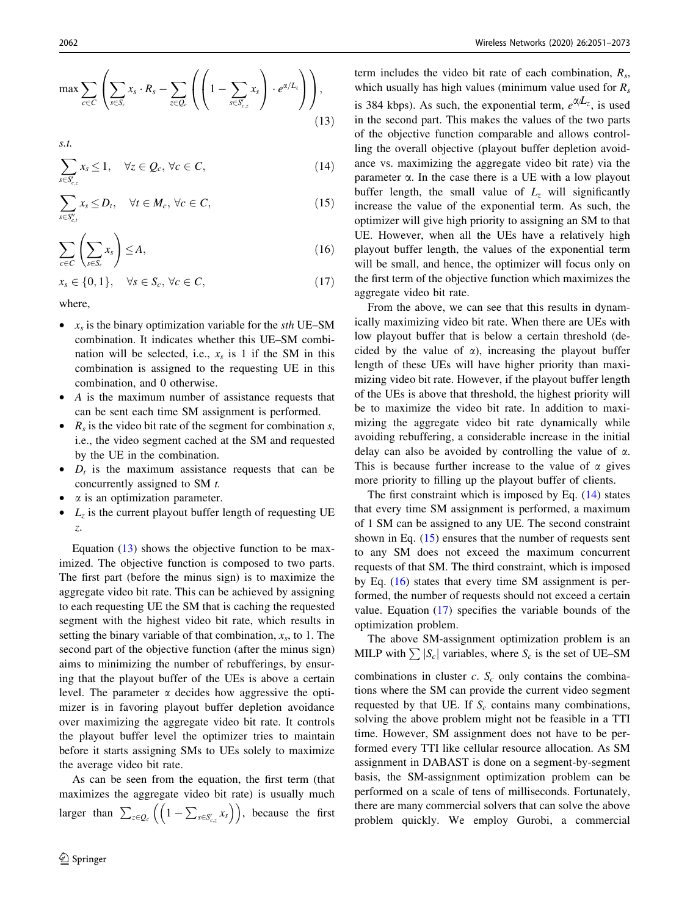$$\max \sum_{c \in C} \left( \sum_{s \in S_c} x_s \cdot R_s - \sum_{z \in Q_c} \left( \left( 1 - \sum_{s \in S'_{c,z}} x_s \right) \cdot e^{\alpha/L_z} \right) \right), \tag{13}$$

*s.t.*

$$\sum_{s \in S'_{c,z}} x_s \leq 1, \quad \forall z \in Q_c, \forall c \in C, \tag{14}$$

$$\sum_{s \in S''_{c,t}} x_s \leq D_t, \quad \forall t \in M_c, \forall c \in C, \tag{15}$$

$$\sum_{c \in C} \left( \sum_{s \in S_c} x_s \right) \leq A, \tag{16}$$

$$x_s \in \{0, 1\}, \quad \forall s \in S_c, \forall c \in C, \tag{17}$$

where,

- $x_s$ is the binary optimization variable for the *sth* UE–SM combination. It indicates whether this UE–SM combination will be selected, i.e., $x_s$ is 1 if the SM in this combination is assigned to the requesting UE in this combination, and 0 otherwise.
- $A$ is the maximum number of assistance requests that can be sent each time SM assignment is performed.
- $R_s$ is the video bit rate of the segment for combination $s$, i.e., the video segment cached at the SM and requested by the UE in the combination.
- $D_t$ is the maximum assistance requests that can be concurrently assigned to SM $t$.
- $\alpha$ is an optimization parameter.
- $L_z$ is the current playout buffer length of requesting UE $z$.

Equation (13) shows the objective function to be maximized. The objective function is composed to two parts. The first part (before the minus sign) is to maximize the aggregate video bit rate. This can be achieved by assigning to each requesting UE the SM that is caching the requested segment with the highest video bit rate, which results in setting the binary variable of that combination, $x_s$, to 1. The second part of the objective function (after the minus sign) aims to minimizing the number of rebufferings, by ensuring that the playout buffer of the UEs is above a certain level. The parameter $\alpha$ decides how aggressive the optimizer is in favoring playout buffer depletion avoidance over maximizing the aggregate video bit rate. It controls the playout buffer level the optimizer tries to maintain before it starts assigning SMs to UEs solely to maximize the average video bit rate.

As can be seen from the equation, the first term (that maximizes the aggregate video bit rate) is usually much larger than $\sum_{z \in Q_c} \left( \left( 1 - \sum_{s \in S'_{c,z}} x_s \right) \right)$, because the first term includes the video bit rate of each combination, $R_s$, which usually has high values (minimum value used for $R_s$ is 384 kbps). As such, the exponential term, $e^{\alpha/L_z}$, is used in the second part. This makes the values of the two parts of the objective function comparable and allows controlling the overall objective (playout buffer depletion avoidance vs. maximizing the aggregate video bit rate) via the parameter $\alpha$. In the case there is a UE with a low playout buffer length, the small value of $L_z$ will significantly increase the value of the exponential term. As such, the optimizer will give high priority to assigning an SM to that UE. However, when all the UEs have a relatively high playout buffer length, the values of the exponential term will be small, and hence, the optimizer will focus only on the first term of the objective function which maximizes the aggregate video bit rate.

From the above, we can see that this results in dynamically maximizing video bit rate. When there are UEs with low playout buffer that is below a certain threshold (decided by the value of $\alpha$), increasing the playout buffer length of these UEs will have higher priority than maximizing video bit rate. However, if the playout buffer length of the UEs is above that threshold, the highest priority will be to maximize the video bit rate. In addition to maximizing the aggregate video bit rate dynamically while avoiding rebuffering, a considerable increase in the initial delay can also be avoided by controlling the value of $\alpha$. This is because further increase to the value of $\alpha$ gives more priority to filling up the playout buffer of clients.

The first constraint which is imposed by Eq. (14) states that every time SM assignment is performed, a maximum of 1 SM can be assigned to any UE. The second constraint shown in Eq. (15) ensures that the number of requests sent to any SM does not exceed the maximum concurrent requests of that SM. The third constraint, which is imposed by Eq. (16) states that every time SM assignment is performed, the number of requests should not exceed a certain value. Equation (17) specifies the variable bounds of the optimization problem.

The above SM-assignment optimization problem is an MILP with $\sum |S_c|$ variables, where $S_c$ is the set of UE–SM combinations in cluster $c$. $S_c$ only contains the combinations where the SM can provide the current video segment requested by that UE. If $S_c$ contains many combinations, solving the above problem might not be feasible in a TTI time. However, SM assignment does not have to be performed every TTI like cellular resource allocation. As SM assignment in DABAST is done on a segment-by-segment basis, the SM-assignment optimization problem can be performed on a scale of tens of milliseconds. Fortunately, there are many commercial solvers that can solve the above problem quickly. We employ Gurobi, a commercial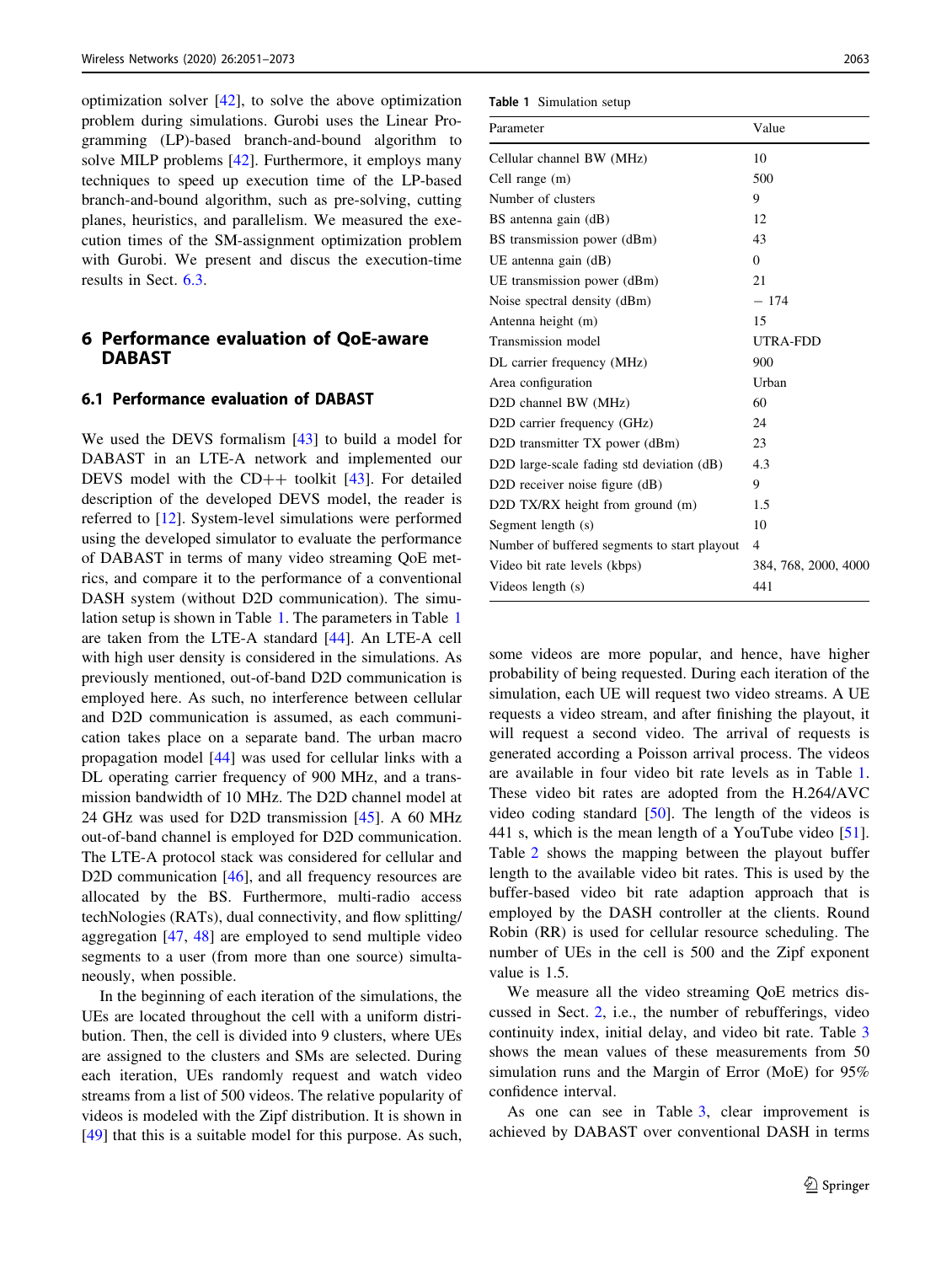optimization solver [42], to solve the above optimization problem during simulations. Gurobi uses the Linear Programming (LP)-based branch-and-bound algorithm to solve MILP problems [42]. Furthermore, it employs many techniques to speed up execution time of the LP-based branch-and-bound algorithm, such as pre-solving, cutting planes, heuristics, and parallelism. We measured the execution times of the SM-assignment optimization problem with Gurobi. We present and discus the execution-time results in Sect. 6.3.

## 6 Performance evaluation of QoE-aware DABAST

### 6.1 Performance evaluation of DABAST

We used the DEVS formalism [43] to build a model for DABAST in an LTE-A network and implemented our DEVS model with the CD++ toolkit [43]. For detailed description of the developed DEVS model, the reader is referred to [12]. System-level simulations were performed using the developed simulator to evaluate the performance of DABAST in terms of many video streaming QoE metrics, and compare it to the performance of a conventional DASH system (without D2D communication). The simulation setup is shown in Table 1. The parameters in Table 1 are taken from the LTE-A standard [44]. An LTE-A cell with high user density is considered in the simulations. As previously mentioned, out-of-band D2D communication is employed here. As such, no interference between cellular and D2D communication is assumed, as each communication takes place on a separate band. The urban macro propagation model [44] was used for cellular links with a DL operating carrier frequency of 900 MHz, and a transmission bandwidth of 10 MHz. The D2D channel model at 24 GHz was used for D2D transmission [45]. A 60 MHz out-of-band channel is employed for D2D communication. The LTE-A protocol stack was considered for cellular and D2D communication [46], and all frequency resources are allocated by the BS. Furthermore, multi-radio access techNologies (RATs), dual connectivity, and flow splitting/aggregation [47, 48] are employed to send multiple video segments to a user (from more than one source) simultaneously, when possible.

In the beginning of each iteration of the simulations, the UEs are located throughout the cell with a uniform distribution. Then, the cell is divided into 9 clusters, where UEs are assigned to the clusters and SMs are selected. During each iteration, UEs randomly request and watch video streams from a list of 500 videos. The relative popularity of videos is modeled with the Zipf distribution. It is shown in [49] that this is a suitable model for this purpose. As such, some videos are more popular, and hence, have higher probability of being requested. During each iteration of the simulation, each UE will request two video streams. A UE requests a video stream, and after finishing the playout, it will request a second video. The arrival of requests is generated according a Poisson arrival process. The videos are available in four video bit rate levels as in Table 1. These video bit rates are adopted from the H.264/AVC video coding standard [50]. The length of the videos is 441 s, which is the mean length of a YouTube video [51]. Table 2 shows the mapping between the playout buffer length to the available video bit rates. This is used by the buffer-based video bit rate adaption approach that is employed by the DASH controller at the clients. Round Robin (RR) is used for cellular resource scheduling. The number of UEs in the cell is 500 and the Zipf exponent value is 1.5.

**Table 1** Simulation setup

| Parameter | Value |
|---|---|
| Cellular channel BW (MHz) | 10 |
| Cell range (m) | 500 |
| Number of clusters | 9 |
| BS antenna gain (dB) | 12 |
| BS transmission power (dBm) | 43 |
| UE antenna gain (dB) | 0 |
| UE transmission power (dBm) | 21 |
| Noise spectral density (dBm) | − 174 |
| Antenna height (m) | 15 |
| Transmission model | UTRA-FDD |
| DL carrier frequency (MHz) | 900 |
| Area configuration | Urban |
| D2D channel BW (MHz) | 60 |
| D2D carrier frequency (GHz) | 24 |
| D2D transmitter TX power (dBm) | 23 |
| D2D large-scale fading std deviation (dB) | 4.3 |
| D2D receiver noise figure (dB) | 9 |
| D2D TX/RX height from ground (m) | 1.5 |
| Segment length (s) | 10 |
| Number of buffered segments to start playout | 4 |
| Video bit rate levels (kbps) | 384, 768, 2000, 4000 |
| Videos length (s) | 441 |

We measure all the video streaming QoE metrics discussed in Sect. 2, i.e., the number of rebufferings, video continuity index, initial delay, and video bit rate. Table 3 shows the mean values of these measurements from 50 simulation runs and the Margin of Error (MoE) for 95% confidence interval.

As one can see in Table 3, clear improvement is achieved by DABAST over conventional DASH in terms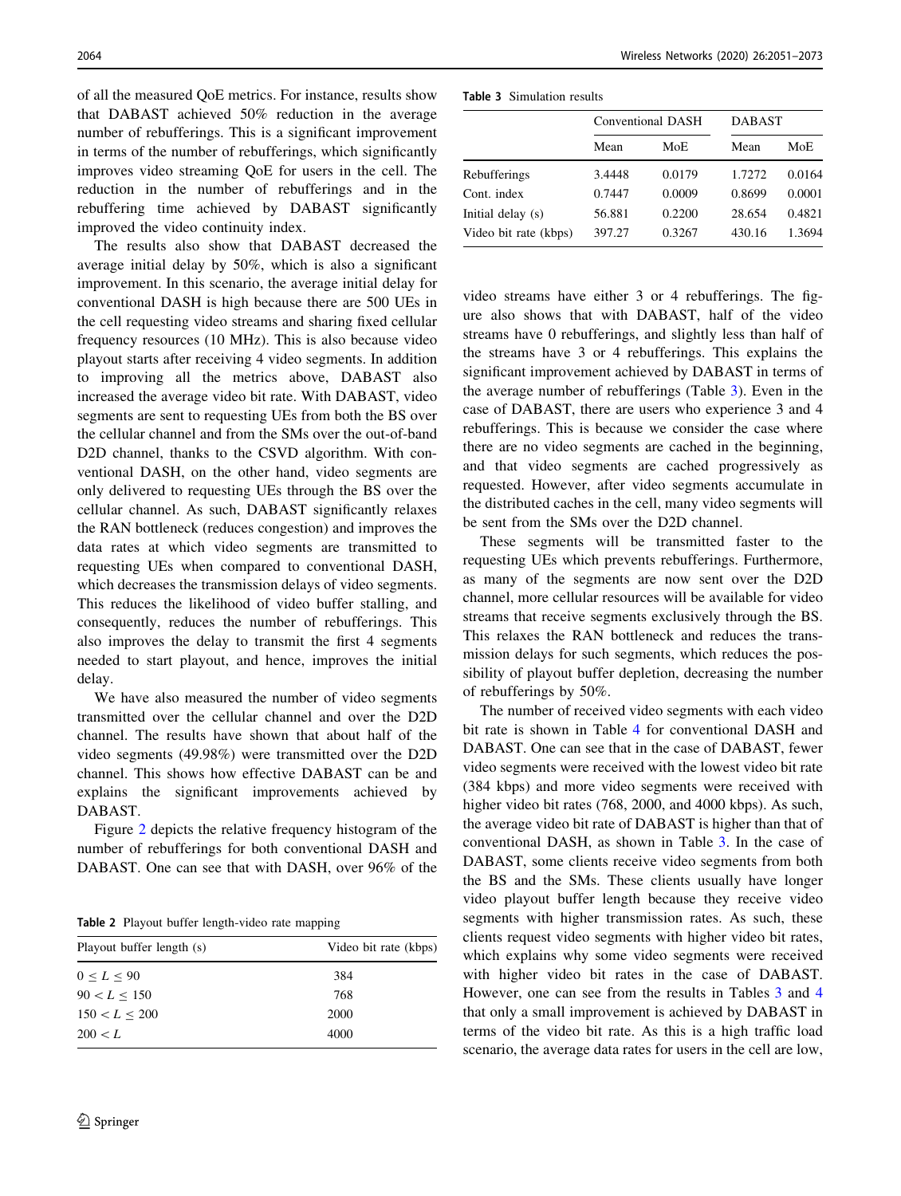of all the measured QoE metrics. For instance, results show that DABAST achieved 50% reduction in the average number of rebufferings. This is a significant improvement in terms of the number of rebufferings, which significantly improves video streaming QoE for users in the cell. The reduction in the number of rebufferings and in the rebuffering time achieved by DABAST significantly improved the video continuity index.

The results also show that DABAST decreased the average initial delay by 50%, which is also a significant improvement. In this scenario, the average initial delay for conventional DASH is high because there are 500 UEs in the cell requesting video streams and sharing fixed cellular frequency resources (10 MHz). This is also because video playout starts after receiving 4 video segments. In addition to improving all the metrics above, DABAST also increased the average video bit rate. With DABAST, video segments are sent to requesting UEs from both the BS over the cellular channel and from the SMs over the out-of-band D2D channel, thanks to the CSVD algorithm. With conventional DASH, on the other hand, video segments are only delivered to requesting UEs through the BS over the cellular channel. As such, DABAST significantly relaxes the RAN bottleneck (reduces congestion) and improves the data rates at which video segments are transmitted to requesting UEs when compared to conventional DASH, which decreases the transmission delays of video segments. This reduces the likelihood of video buffer stalling, and consequently, reduces the number of rebufferings. This also improves the delay to transmit the first 4 segments needed to start playout, and hence, improves the initial delay.

We have also measured the number of video segments transmitted over the cellular channel and over the D2D channel. The results have shown that about half of the video segments (49.98%) were transmitted over the D2D channel. This shows how effective DABAST can be and explains the significant improvements achieved by DABAST.

Figure 2 depicts the relative frequency histogram of the number of rebufferings for both conventional DASH and DABAST. One can see that with DASH, over 96% of the video streams have either 3 or 4 rebufferings. The figure also shows that with DABAST, half of the video streams have 0 rebufferings, and slightly less than half of the streams have 3 or 4 rebufferings. This explains the significant improvement achieved by DABAST in terms of the average number of rebufferings (Table 3). Even in the case of DABAST, there are users who experience 3 and 4 rebufferings. This is because we consider the case where there are no video segments are cached in the beginning, and that video segments are cached progressively as requested. However, after video segments accumulate in the distributed caches in the cell, many video segments will be sent from the SMs over the D2D channel.

These segments will be transmitted faster to the requesting UEs which prevents rebufferings. Furthermore, as many of the segments are now sent over the D2D channel, more cellular resources will be available for video streams that receive segments exclusively through the BS. This relaxes the RAN bottleneck and reduces the transmission delays for such segments, which reduces the possibility of playout buffer depletion, decreasing the number of rebufferings by 50%.

The number of received video segments with each video bit rate is shown in Table 4 for conventional DASH and DABAST. One can see that in the case of DABAST, fewer video segments were received with the lowest video bit rate (384 kbps) and more video segments were received with higher video bit rates (768, 2000, and 4000 kbps). As such, the average video bit rate of DABAST is higher than that of conventional DASH, as shown in Table 3. In the case of DABAST, some clients receive video segments from both the BS and the SMs. These clients usually have longer video playout buffer length because they receive video segments with higher transmission rates. As such, these clients request video segments with higher video bit rates, which explains why some video segments were received with higher video bit rates in the case of DABAST. However, one can see from the results in Tables 3 and 4 that only a small improvement is achieved by DABAST in terms of the video bit rate. As this is a high traffic load scenario, the average data rates for users in the cell are low,

**Table 2** Playout buffer length-video rate mapping

| Playout buffer length (s) | Video bit rate (kbps) |
|---|---|
| $0 \leq L \leq 90$ | 384 |
| $90 < L \leq 150$ | 768 |
| $150 < L \leq 200$ | 2000 |
| $200 < L$ | 4000 |

**Table 3** Simulation results

| | Conventional DASH | | DABAST | |
|---|---|---|---|---|
| | Mean | MoE | Mean | MoE |
| Rebufferings | 3.4448 | 0.0179 | 1.7272 | 0.0164 |
| Cont. index | 0.7447 | 0.0009 | 0.8699 | 0.0001 |
| Initial delay (s) | 56.881 | 0.2200 | 28.654 | 0.4821 |
| Video bit rate (kbps) | 397.27 | 0.3267 | 430.16 | 1.3694 |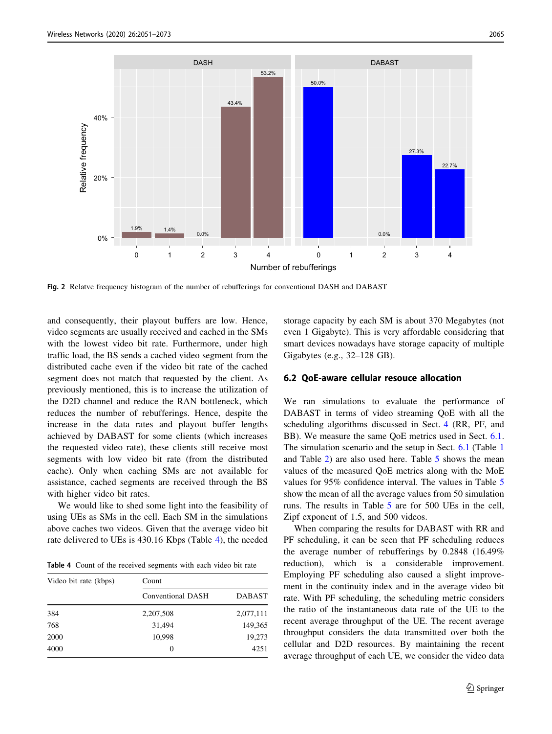Fig. 2 Relatve frequency histogram of the number of rebufferings for conventional DASH and DABAST

and consequently, their playout buffers are low. Hence, video segments are usually received and cached in the SMs with the lowest video bit rate. Furthermore, under high traffic load, the BS sends a cached video segment from the distributed cache even if the video bit rate of the cached segment does not match that requested by the client. As previously mentioned, this is to increase the utilization of the D2D channel and reduce the RAN bottleneck, which reduces the number of rebufferings. Hence, despite the increase in the data rates and playout buffer lengths achieved by DABAST for some clients (which increases the requested video rate), these clients still receive most segments with low video bit rate (from the distributed cache). Only when caching SMs are not available for assistance, cached segments are received through the BS with higher video bit rates.

We would like to shed some light into the feasibility of using UEs as SMs in the cell. Each SM in the simulations above caches two videos. Given that the average video bit rate delivered to UEs is 430.16 Kbps (Table 4), the needed storage capacity by each SM is about 370 Megabytes (not even 1 Gigabyte). This is very affordable considering that smart devices nowadays have storage capacity of multiple Gigabytes (e.g., 32–128 GB).

**Table 4** Count of the received segments with each video bit rate

| Video bit rate (kbps) | Count | |
|---|---|---|
| | Conventional DASH | DABAST |
| 384 | 2,207,508 | 2,077,111 |
| 768 | 31,494 | 149,365 |
| 2000 | 10,998 | 19,273 |
| 4000 | 0 | 4251 |

## 6.2 QoE-aware cellular resouce allocation

We ran simulations to evaluate the performance of DABAST in terms of video streaming QoE with all the scheduling algorithms discussed in Sect. 4 (RR, PF, and BB). We measure the same QoE metrics used in Sect. 6.1. The simulation scenario and the setup in Sect. 6.1 (Table 1 and Table 2) are also used here. Table 5 shows the mean values of the measured QoE metrics along with the MoE values for 95% confidence interval. The values in Table 5 show the mean of all the average values from 50 simulation runs. The results in Table 5 are for 500 UEs in the cell, Zipf exponent of 1.5, and 500 videos.

When comparing the results for DABAST with RR and PF scheduling, it can be seen that PF scheduling reduces the average number of rebufferings by 0.2848 (16.49% reduction), which is a considerable improvement. Employing PF scheduling also caused a slight improvement in the continuity index and in the average video bit rate. With PF scheduling, the scheduling metric considers the ratio of the instantaneous data rate of the UE to the recent average throughput of the UE. The recent average throughput considers the data transmitted over both the cellular and D2D resources. By maintaining the recent average throughput of each UE, we consider the video data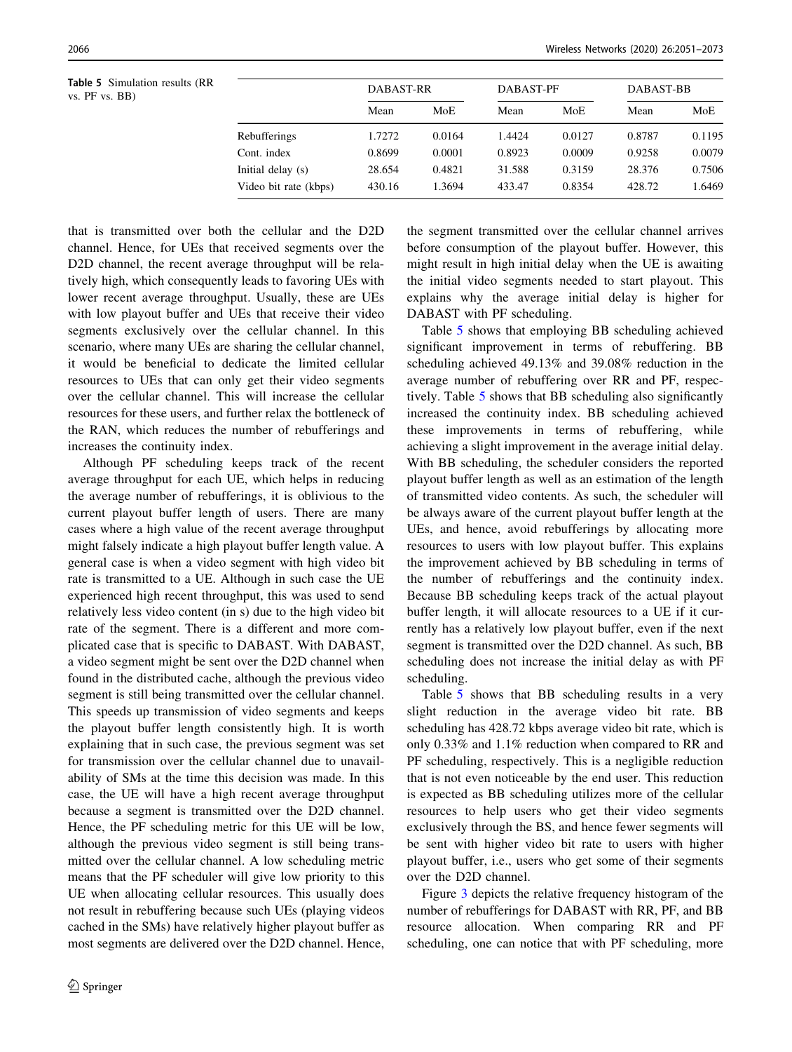Table 5 Simulation results (RR vs. PF vs. BB)

| | DABAST-RR | | DABAST-PF | | DABAST-BB | |
|---|---|---|---|---|---|---|
| | Mean | MoE | Mean | MoE | Mean | MoE |
| Rebufferings | 1.7272 | 0.0164 | 1.4424 | 0.0127 | 0.8787 | 0.1195 |
| Cont. index | 0.8699 | 0.0001 | 0.8923 | 0.0009 | 0.9258 | 0.0079 |
| Initial delay (s) | 28.654 | 0.4821 | 31.588 | 0.3159 | 28.376 | 0.7506 |
| Video bit rate (kbps) | 430.16 | 1.3694 | 433.47 | 0.8354 | 428.72 | 1.6469 |

that is transmitted over both the cellular and the D2D channel. Hence, for UEs that received segments over the D2D channel, the recent average throughput will be relatively high, which consequently leads to favoring UEs with lower recent average throughput. Usually, these are UEs with low playout buffer and UEs that receive their video segments exclusively over the cellular channel. In this scenario, where many UEs are sharing the cellular channel, it would be beneficial to dedicate the limited cellular resources to UEs that can only get their video segments over the cellular channel. This will increase the cellular resources for these users, and further relax the bottleneck of the RAN, which reduces the number of rebufferings and increases the continuity index.

Although PF scheduling keeps track of the recent average throughput for each UE, which helps in reducing the average number of rebufferings, it is oblivious to the current playout buffer length of users. There are many cases where a high value of the recent average throughput might falsely indicate a high playout buffer length value. A general case is when a video segment with high video bit rate is transmitted to a UE. Although in such case the UE experienced high recent throughput, this was used to send relatively less video content (in s) due to the high video bit rate of the segment. There is a different and more complicated case that is specific to DABAST. With DABAST, a video segment might be sent over the D2D channel when found in the distributed cache, although the previous video segment is still being transmitted over the cellular channel. This speeds up transmission of video segments and keeps the playout buffer length consistently high. It is worth explaining that in such case, the previous segment was set for transmission over the cellular channel due to unavailability of SMs at the time this decision was made. In this case, the UE will have a high recent average throughput because a segment is transmitted over the D2D channel. Hence, the PF scheduling metric for this UE will be low, although the previous video segment is still being transmitted over the cellular channel. A low scheduling metric means that the PF scheduler will give low priority to this UE when allocating cellular resources. This usually does not result in rebuffering because such UEs (playing videos cached in the SMs) have relatively higher playout buffer as most segments are delivered over the D2D channel. Hence, the segment transmitted over the cellular channel arrives before consumption of the playout buffer. However, this might result in high initial delay when the UE is awaiting the initial video segments needed to start playout. This explains why the average initial delay is higher for DABAST with PF scheduling.

Table 5 shows that employing BB scheduling achieved significant improvement in terms of rebuffering. BB scheduling achieved 49.13% and 39.08% reduction in the average number of rebuffering over RR and PF, respectively. Table 5 shows that BB scheduling also significantly increased the continuity index. BB scheduling achieved these improvements in terms of rebuffering, while achieving a slight improvement in the average initial delay. With BB scheduling, the scheduler considers the reported playout buffer length as well as an estimation of the length of transmitted video contents. As such, the scheduler will be always aware of the current playout buffer length at the UEs, and hence, avoid rebufferings by allocating more resources to users with low playout buffer. This explains the improvement achieved by BB scheduling in terms of the number of rebufferings and the continuity index. Because BB scheduling keeps track of the actual playout buffer length, it will allocate resources to a UE if it currently has a relatively low playout buffer, even if the next segment is transmitted over the D2D channel. As such, BB scheduling does not increase the initial delay as with PF scheduling.

Table 5 shows that BB scheduling results in a very slight reduction in the average video bit rate. BB scheduling has 428.72 kbps average video bit rate, which is only 0.33% and 1.1% reduction when compared to RR and PF scheduling, respectively. This is a negligible reduction that is not even noticeable by the end user. This reduction is expected as BB scheduling utilizes more of the cellular resources to help users who get their video segments exclusively through the BS, and hence fewer segments will be sent with higher video bit rate to users with higher playout buffer, i.e., users who get some of their segments over the D2D channel.

Figure 3 depicts the relative frequency histogram of the number of rebufferings for DABAST with RR, PF, and BB resource allocation. When comparing RR and PF scheduling, one can notice that with PF scheduling, more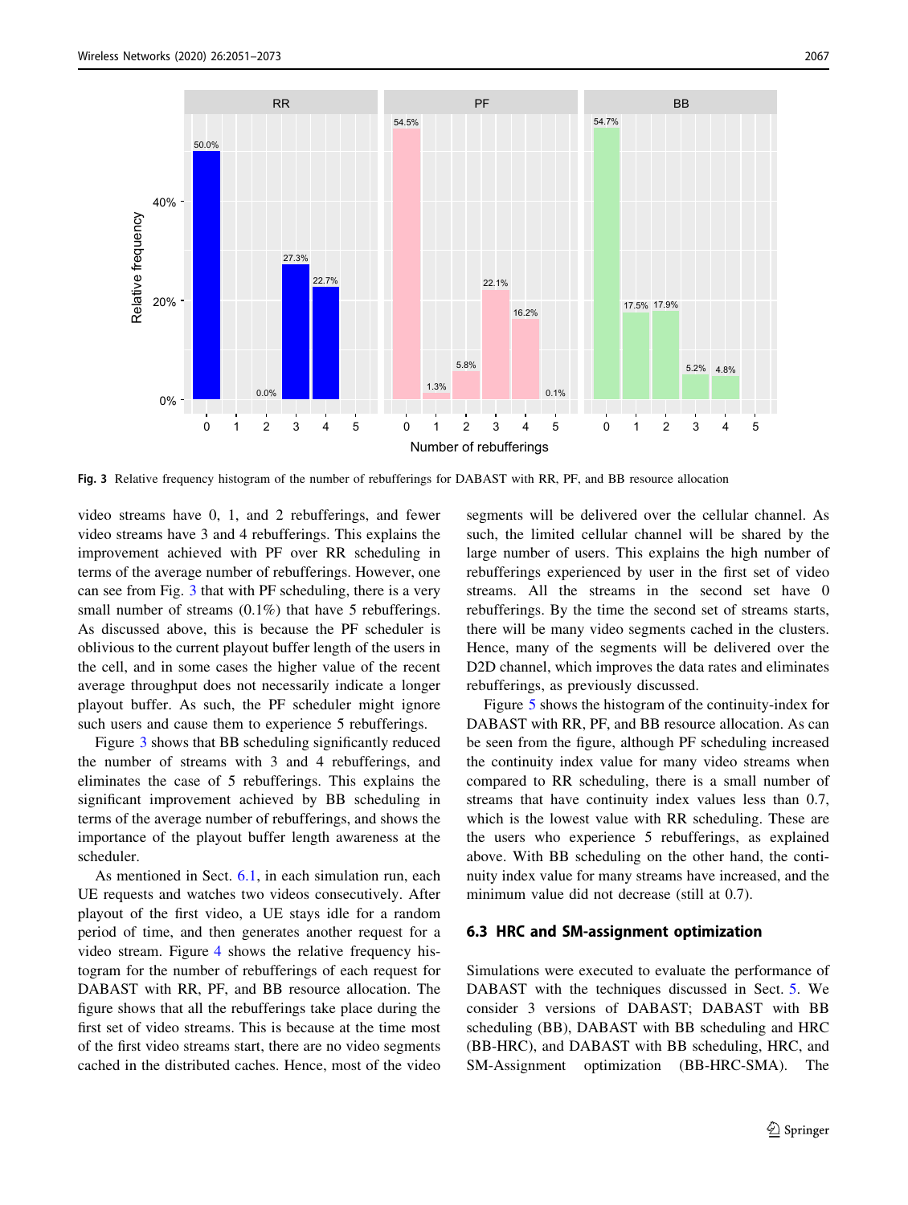Fig. 3 Relative frequency histogram of the number of rebufferings for DABAST with RR, PF, and BB resource allocation

video streams have 0, 1, and 2 rebufferings, and fewer video streams have 3 and 4 rebufferings. This explains the improvement achieved with PF over RR scheduling in terms of the average number of rebufferings. However, one can see from Fig. 3 that with PF scheduling, there is a very small number of streams (0.1%) that have 5 rebufferings. As discussed above, this is because the PF scheduler is oblivious to the current playout buffer length of the users in the cell, and in some cases the higher value of the recent average throughput does not necessarily indicate a longer playout buffer. As such, the PF scheduler might ignore such users and cause them to experience 5 rebufferings.

Figure 3 shows that BB scheduling significantly reduced the number of streams with 3 and 4 rebufferings, and eliminates the case of 5 rebufferings. This explains the significant improvement achieved by BB scheduling in terms of the average number of rebufferings, and shows the importance of the playout buffer length awareness at the scheduler.

As mentioned in Sect. 6.1, in each simulation run, each UE requests and watches two videos consecutively. After playout of the first video, a UE stays idle for a random period of time, and then generates another request for a video stream. Figure 4 shows the relative frequency histogram for the number of rebufferings of each request for DABAST with RR, PF, and BB resource allocation. The figure shows that all the rebufferings take place during the first set of video streams. This is because at the time most of the first video streams start, there are no video segments cached in the distributed caches. Hence, most of the video segments will be delivered over the cellular channel. As such, the limited cellular channel will be shared by the large number of users. This explains the high number of rebufferings experienced by user in the first set of video streams. All the streams in the second set have 0 rebufferings. By the time the second set of streams starts, there will be many video segments cached in the clusters. Hence, many of the segments will be delivered over the D2D channel, which improves the data rates and eliminates rebufferings, as previously discussed.

Figure 5 shows the histogram of the continuity-index for DABAST with RR, PF, and BB resource allocation. As can be seen from the figure, although PF scheduling increased the continuity index value for many video streams when compared to RR scheduling, there is a small number of streams that have continuity index values less than 0.7, which is the lowest value with RR scheduling. These are the users who experience 5 rebufferings, as explained above. With BB scheduling on the other hand, the continuity index value for many streams have increased, and the minimum value did not decrease (still at 0.7).

### 6.3 HRC and SM-assignment optimization

Simulations were executed to evaluate the performance of DABAST with the techniques discussed in Sect. 5. We consider 3 versions of DABAST; DABAST with BB scheduling (BB), DABAST with BB scheduling and HRC (BB-HRC), and DABAST with BB scheduling, HRC, and SM-Assignment optimization (BB-HRC-SMA). The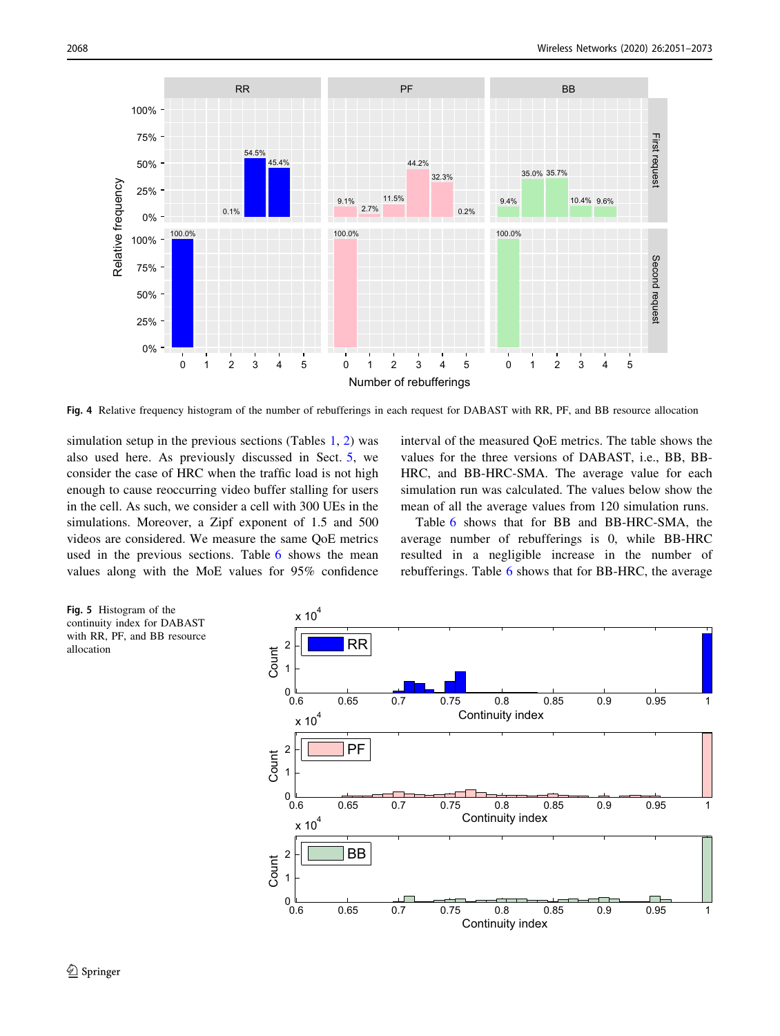Fig. 4 Relative frequency histogram of the number of rebufferings in each request for DABAST with RR, PF, and BB resource allocation

simulation setup in the previous sections (Tables 1, 2) was also used here. As previously discussed in Sect. 5, we consider the case of HRC when the traffic load is not high enough to cause reoccurring video buffer stalling for users in the cell. As such, we consider a cell with 300 UEs in the simulations. Moreover, a Zipf exponent of 1.5 and 500 videos are considered. We measure the same QoE metrics used in the previous sections. Table 6 shows the mean values along with the MoE values for 95% confidence interval of the measured QoE metrics. The table shows the values for the three versions of DABAST, i.e., BB, BB-HRC, and BB-HRC-SMA. The average value for each simulation run was calculated. The values below show the mean of all the average values from 120 simulation runs.

Table 6 shows that for BB and BB-HRC-SMA, the average number of rebufferings is 0, while BB-HRC resulted in a negligible increase in the number of rebufferings. Table 6 shows that for BB-HRC, the average

Fig. 5 Histogram of the continuity index for DABAST with RR, PF, and BB resource allocation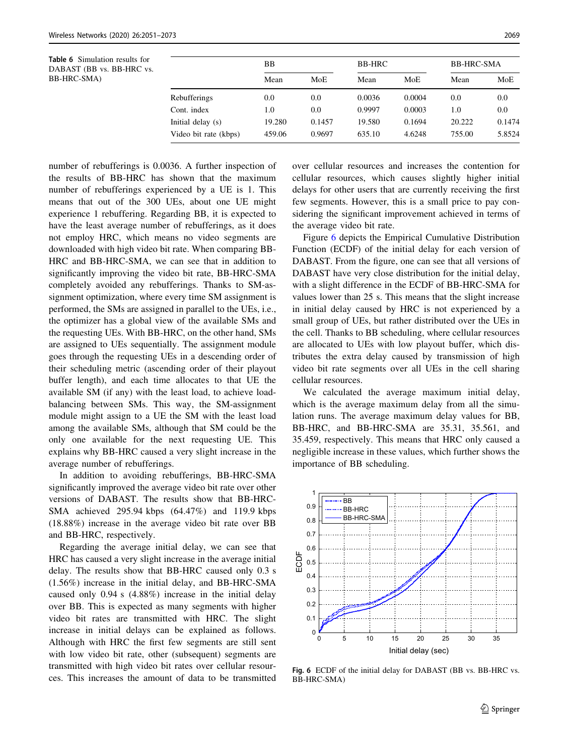**Table 6** Simulation results for DABAST (BB vs. BB-HRC vs. BB-HRC-SMA)

| | BB | | BB-HRC | | BB-HRC-SMA | |
|---|---|---|---|---|---|---|
| | Mean | MoE | Mean | MoE | Mean | MoE |
| Rebufferings | 0.0 | 0.0 | 0.0036 | 0.0004 | 0.0 | 0.0 |
| Cont. index | 1.0 | 0.0 | 0.9997 | 0.0003 | 1.0 | 0.0 |
| Initial delay (s) | 19.280 | 0.1457 | 19.580 | 0.1694 | 20.222 | 0.1474 |
| Video bit rate (kbps) | 459.06 | 0.9697 | 635.10 | 4.6248 | 755.00 | 5.8524 |

number of rebufferings is 0.0036. A further inspection of the results of BB-HRC has shown that the maximum number of rebufferings experienced by a UE is 1. This means that out of the 300 UEs, about one UE might experience 1 rebuffering. Regarding BB, it is expected to have the least average number of rebufferings, as it does not employ HRC, which means no video segments are downloaded with high video bit rate. When comparing BB-HRC and BB-HRC-SMA, we can see that in addition to significantly improving the video bit rate, BB-HRC-SMA completely avoided any rebufferings. Thanks to SM-assignment optimization, where every time SM assignment is performed, the SMs are assigned in parallel to the UEs, i.e., the optimizer has a global view of the available SMs and the requesting UEs. With BB-HRC, on the other hand, SMs are assigned to UEs sequentially. The assignment module goes through the requesting UEs in a descending order of their scheduling metric (ascending order of their playout buffer length), and each time allocates to that UE the available SM (if any) with the least load, to achieve load-balancing between SMs. This way, the SM-assignment module might assign to a UE the SM with the least load among the available SMs, although that SM could be the only one available for the next requesting UE. This explains why BB-HRC caused a very slight increase in the average number of rebufferings.

In addition to avoiding rebufferings, BB-HRC-SMA significantly improved the average video bit rate over other versions of DABAST. The results show that BB-HRC-SMA achieved 295.94 kbps (64.47%) and 119.9 kbps (18.88%) increase in the average video bit rate over BB and BB-HRC, respectively.

Regarding the average initial delay, we can see that HRC has caused a very slight increase in the average initial delay. The results show that BB-HRC caused only 0.3 s (1.56%) increase in the initial delay, and BB-HRC-SMA caused only 0.94 s (4.88%) increase in the initial delay over BB. This is expected as many segments with higher video bit rates are transmitted with HRC. The slight increase in initial delays can be explained as follows. Although with HRC the first few segments are still sent with low video bit rate, other (subsequent) segments are transmitted with high video bit rates over cellular resources. This increases the amount of data to be transmitted over cellular resources and increases the contention for cellular resources, which causes slightly higher initial delays for other users that are currently receiving the first few segments. However, this is a small price to pay considering the significant improvement achieved in terms of the average video bit rate.

Figure 6 depicts the Empirical Cumulative Distribution Function (ECDF) of the initial delay for each version of DABAST. From the figure, one can see that all versions of DABAST have very close distribution for the initial delay, with a slight difference in the ECDF of BB-HRC-SMA for values lower than 25 s. This means that the slight increase in initial delay caused by HRC is not experienced by a small group of UEs, but rather distributed over the UEs in the cell. Thanks to BB scheduling, where cellular resources are allocated to UEs with low playout buffer, which distributes the extra delay caused by transmission of high video bit rate segments over all UEs in the cell sharing cellular resources.

We calculated the average maximum initial delay, which is the average maximum delay from all the simulation runs. The average maximum delay values for BB, BB-HRC, and BB-HRC-SMA are 35.31, 35.561, and 35.459, respectively. This means that HRC only caused a negligible increase in these values, which further shows the importance of BB scheduling.

**Fig. 6** ECDF of the initial delay for DABAST (BB vs. BB-HRC vs. BB-HRC-SMA)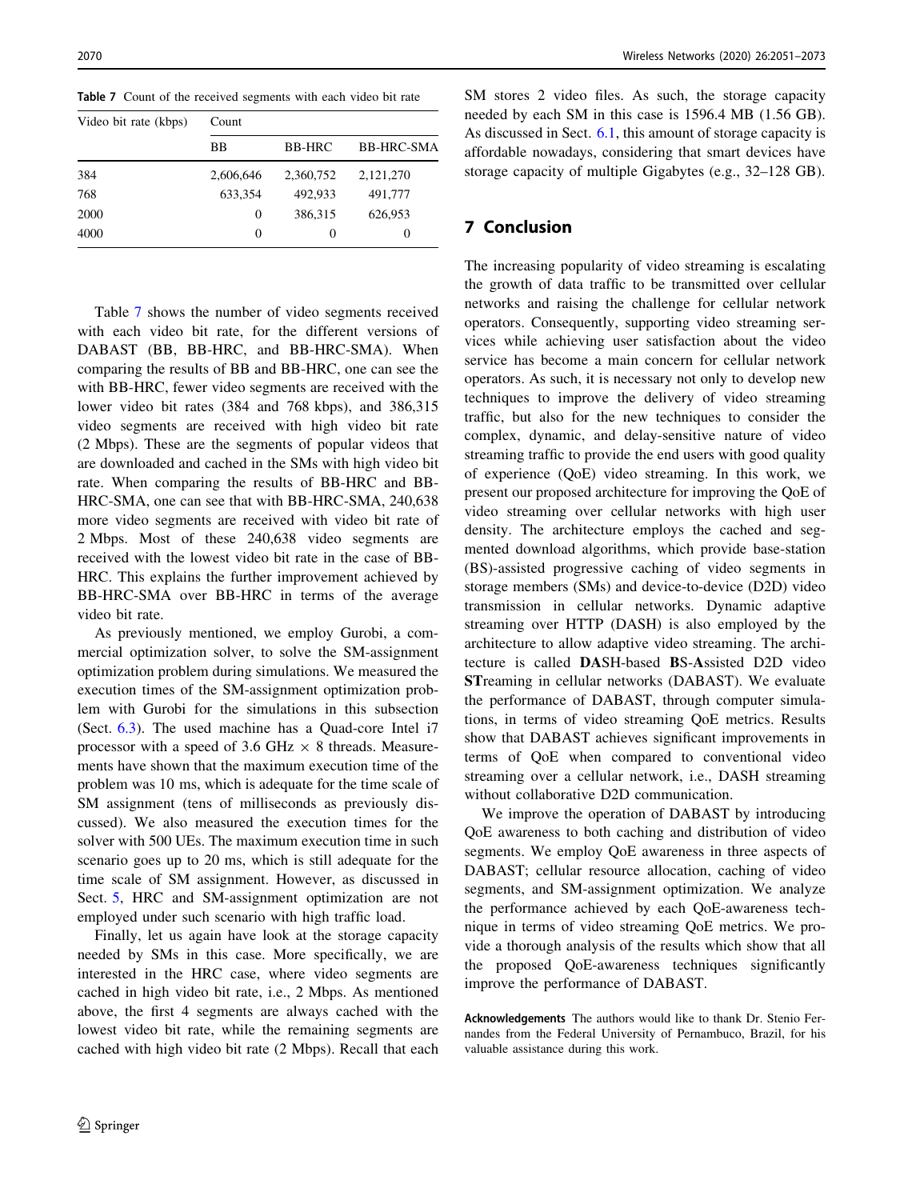**Table 7** Count of the received segments with each video bit rate

| Video bit rate (kbps) | Count | | |
|---|---|---|---|
| | BB | BB-HRC | BB-HRC-SMA |
| 384 | 2,606,646 | 2,360,752 | 2,121,270 |
| 768 | 633,354 | 492,933 | 491,777 |
| 2000 | 0 | 386,315 | 626,953 |
| 4000 | 0 | 0 | 0 |

Table 7 shows the number of video segments received with each video bit rate, for the different versions of DABAST (BB, BB-HRC, and BB-HRC-SMA). When comparing the results of BB and BB-HRC, one can see the with BB-HRC, fewer video segments are received with the lower video bit rates (384 and 768 kbps), and 386,315 video segments are received with high video bit rate (2 Mbps). These are the segments of popular videos that are downloaded and cached in the SMs with high video bit rate. When comparing the results of BB-HRC and BB-HRC-SMA, one can see that with BB-HRC-SMA, 240,638 more video segments are received with video bit rate of 2 Mbps. Most of these 240,638 video segments are received with the lowest video bit rate in the case of BB-HRC. This explains the further improvement achieved by BB-HRC-SMA over BB-HRC in terms of the average video bit rate.

As previously mentioned, we employ Gurobi, a commercial optimization solver, to solve the SM-assignment optimization problem during simulations. We measured the execution times of the SM-assignment optimization problem with Gurobi for the simulations in this subsection (Sect. 6.3). The used machine has a Quad-core Intel i7 processor with a speed of 3.6 GHz $\times$ 8 threads. Measurements have shown that the maximum execution time of the problem was 10 ms, which is adequate for the time scale of SM assignment (tens of milliseconds as previously discussed). We also measured the execution times for the solver with 500 UEs. The maximum execution time in such scenario goes up to 20 ms, which is still adequate for the time scale of SM assignment. However, as discussed in Sect. 5, HRC and SM-assignment optimization are not employed under such scenario with high traffic load.

Finally, let us again have look at the storage capacity needed by SMs in this case. More specifically, we are interested in the HRC case, where video segments are cached in high video bit rate, i.e., 2 Mbps. As mentioned above, the first 4 segments are always cached with the lowest video bit rate, while the remaining segments are cached with high video bit rate (2 Mbps). Recall that each SM stores 2 video files. As such, the storage capacity needed by each SM in this case is 1596.4 MB (1.56 GB). As discussed in Sect. 6.1, this amount of storage capacity is affordable nowadays, considering that smart devices have storage capacity of multiple Gigabytes (e.g., 32–128 GB).

## 7 Conclusion

The increasing popularity of video streaming is escalating the growth of data traffic to be transmitted over cellular networks and raising the challenge for cellular network operators. Consequently, supporting video streaming services while achieving user satisfaction about the video service has become a main concern for cellular network operators. As such, it is necessary not only to develop new techniques to improve the delivery of video streaming traffic, but also for the new techniques to consider the complex, dynamic, and delay-sensitive nature of video streaming traffic to provide the end users with good quality of experience (QoE) video streaming. In this work, we present our proposed architecture for improving the QoE of video streaming over cellular networks with high user density. The architecture employs the cached and segmented download algorithms, which provide base-station (BS)-assisted progressive caching of video segments in storage members (SMs) and device-to-device (D2D) video transmission in cellular networks. Dynamic adaptive streaming over HTTP (DASH) is also employed by the architecture to allow adaptive video streaming. The architecture is called **DA**SH-based **BS**-**A**ssisted D2D video **ST**reaming in cellular networks (DABAST). We evaluate the performance of DABAST, through computer simulations, in terms of video streaming QoE metrics. Results show that DABAST achieves significant improvements in terms of QoE when compared to conventional video streaming over a cellular network, i.e., DASH streaming without collaborative D2D communication.

We improve the operation of DABAST by introducing QoE awareness to both caching and distribution of video segments. We employ QoE awareness in three aspects of DABAST; cellular resource allocation, caching of video segments, and SM-assignment optimization. We analyze the performance achieved by each QoE-awareness technique in terms of video streaming QoE metrics. We provide a thorough analysis of the results which show that all the proposed QoE-awareness techniques significantly improve the performance of DABAST.

**Acknowledgements** The authors would like to thank Dr. Stenio Fernandes from the Federal University of Pernambuco, Brazil, for his valuable assistance during this work.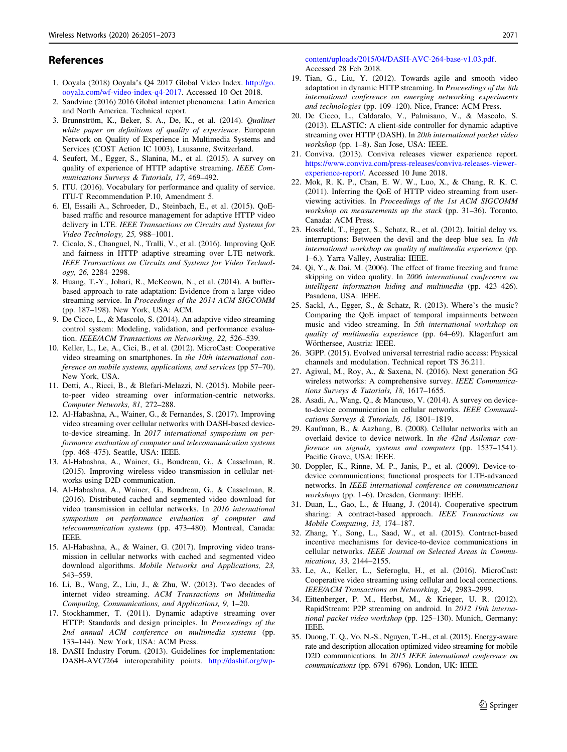## References

1. Ooyala (2018) Ooyala's Q4 2017 Global Video Index. http://go.ooyala.com/wf-video-index-q4-2017. Accessed 10 Oct 2018.
2. Sandvine (2016) 2016 Global internet phenomena: Latin America and North America. Technical report.
3. Brunnström, K., Beker, S. A., De, K., et al. (2014). *Qualinet white paper on definitions of quality of experience*. European Network on Quality of Experience in Multimedia Systems and Services (COST Action IC 1003), Lausanne, Switzerland.
4. Seufert, M., Egger, S., Slanina, M., et al. (2015). A survey on quality of experience of HTTP adaptive streaming. *IEEE Communications Surveys & Tutorials, 17,* 469–492.
5. ITU. (2016). Vocabulary for performance and quality of service. ITU-T Recommendation P.10, Amendment 5.
6. El, Essaili A., Schroeder, D., Steinbach, E., et al. (2015). QoE-based rraffic and resource management for adaptive HTTP video delivery in LTE. *IEEE Transactions on Circuits and Systems for Video Technology, 25,* 988–1001.
7. Cicalo, S., Changuel, N., Tralli, V., et al. (2016). Improving QoE and fairness in HTTP adaptive streaming over LTE network. *IEEE Transactions on Circuits and Systems for Video Technology, 26,* 2284–2298.
8. Huang, T.-Y., Johari, R., McKeown, N., et al. (2014). A buffer-based approach to rate adaptation: Evidence from a large video streaming service. In *Proceedings of the 2014 ACM SIGCOMM* (pp. 187–198). New York, USA: ACM.
9. De Cicco, L., & Mascolo, S. (2014). An adaptive video streaming control system: Modeling, validation, and performance evaluation. *IEEE/ACM Transactions on Networking, 22,* 526–539.
10. Keller, L., Le, A., Cici, B., et al. (2012). MicroCast: Cooperative video streaming on smartphones. In *the 10th international conference on mobile systems, applications, and services* (pp 57–70). New York, USA.
11. Detti, A., Ricci, B., & Blefari-Melazzi, N. (2015). Mobile peer-to-peer video streaming over information-centric networks. *Computer Networks, 81,* 272–288.
12. Al-Habashna, A., Wainer, G., & Fernandes, S. (2017). Improving video streaming over cellular networks with DASH-based device-to-device streaming. In *2017 international symposium on performance evaluation of computer and telecommunication systems* (pp. 468–475). Seattle, USA: IEEE.
13. Al-Habashna, A., Wainer, G., Boudreau, G., & Casselman, R. (2015). Improving wireless video transmission in cellular networks using D2D communication.
14. Al-Habashna, A., Wainer, G., Boudreau, G., & Casselman, R. (2016). Distributed cached and segmented video download for video transmission in cellular networks. In *2016 international symposium on performance evaluation of computer and telecommunication systems* (pp. 473–480). Montreal, Canada: IEEE.
15. Al-Habashna, A., & Wainer, G. (2017). Improving video transmission in cellular networks with cached and segmented video download algorithms. *Mobile Networks and Applications, 23,* 543–559.
16. Li, B., Wang, Z., Liu, J., & Zhu, W. (2013). Two decades of internet video streaming. *ACM Transactions on Multimedia Computing, Communications, and Applications, 9,* 1–20.
17. Stockhammer, T. (2011). Dynamic adaptive streaming over HTTP: Standards and design principles. In *Proceedings of the 2nd annual ACM conference on multimedia systems* (pp. 133–144). New York, USA: ACM Press.
18. DASH Industry Forum. (2013). Guidelines for implementation: DASH-AVC/264 interoperability points. http://dashif.org/wp-content/uploads/2015/04/DASH-AVC-264-base-v1.03.pdf. Accessed 28 Feb 2018.
19. Tian, G., Liu, Y. (2012). Towards agile and smooth video adaptation in dynamic HTTP streaming. In *Proceedings of the 8th international conference on emerging networking experiments and technologies* (pp. 109–120). Nice, France: ACM Press.
20. De Cicco, L., Caldaralo, V., Palmisano, V., & Mascolo, S. (2013). ELASTIC: A client-side controller for dynamic adaptive streaming over HTTP (DASH). In *20th international packet video workshop* (pp. 1–8). San Jose, USA: IEEE.
21. Conviva. (2013). Conviva releases viewer experience report. https://www.conviva.com/press-releases/conviva-releases-viewer-experience-report/. Accessed 10 June 2018.
22. Mok, R. K. P., Chan, E. W. W., Luo, X., & Chang, R. K. C. (2011). Inferring the QoE of HTTP video streaming from user-viewing activities. In *Proceedings of the 1st ACM SIGCOMM workshop on measurements up the stack* (pp. 31–36). Toronto, Canada: ACM Press.
23. Hossfeld, T., Egger, S., Schatz, R., et al. (2012). Initial delay vs. interruptions: Between the devil and the deep blue sea. In *4th international workshop on quality of multimedia experience* (pp. 1–6.). Yarra Valley, Australia: IEEE.
24. Qi, Y., & Dai, M. (2006). The effect of frame freezing and frame skipping on video quality. In *2006 international conference on intelligent information hiding and multimedia* (pp. 423–426). Pasadena, USA: IEEE.
25. Sackl, A., Egger, S., & Schatz, R. (2013). Where's the music? Comparing the QoE impact of temporal impairments between music and video streaming. In *5th international workshop on quality of multimedia experience* (pp. 64–69). Klagenfurt am Wörthersee, Austria: IEEE.
26. 3GPP. (2015). Evolved universal terrestrial radio access: Physical channels and modulation. Technical report TS 36.211.
27. Agiwal, M., Roy, A., & Saxena, N. (2016). Next generation 5G wireless networks: A comprehensive survey. *IEEE Communications Surveys & Tutorials, 18,* 1617–1655.
28. Asadi, A., Wang, Q., & Mancuso, V. (2014). A survey on device-to-device communication in cellular networks. *IEEE Communications Surveys & Tutorials, 16,* 1801–1819.
29. Kaufman, B., & Aazhang, B. (2008). Cellular networks with an overlaid device to device network. In *the 42nd Asilomar conference on signals, systems and computers* (pp. 1537–1541). Pacific Grove, USA: IEEE.
30. Doppler, K., Rinne, M. P., Janis, P., et al. (2009). Device-to-device communications; functional prospects for LTE-advanced networks. In *IEEE international conference on communications workshops* (pp. 1–6). Dresden, Germany: IEEE.
31. Duan, L., Gao, L., & Huang, J. (2014). Cooperative spectrum sharing: A contract-based approach. *IEEE Transactions on Mobile Computing, 13,* 174–187.
32. Zhang, Y., Song, L., Saad, W., et al. (2015). Contract-based incentive mechanisms for device-to-device communications in cellular networks. *IEEE Journal on Selected Areas in Communications, 33,* 2144–2155.
33. Le, A., Keller, L., Seferoglu, H., et al. (2016). MicroCast: Cooperative video streaming using cellular and local connections. *IEEE/ACM Transactions on Networking, 24,* 2983–2999.
34. Eittenberger, P. M., Herbst, M., & Krieger, U. R. (2012). RapidStream: P2P streaming on android. In *2012 19th international packet video workshop* (pp. 125–130). Munich, Germany: IEEE.
35. Duong, T. Q., Vo, N.-S., Nguyen, T.-H., et al. (2015). Energy-aware rate and description allocation optimized video streaming for mobile D2D communications. In *2015 IEEE international conference on communications* (pp. 6791–6796). London, UK: IEEE.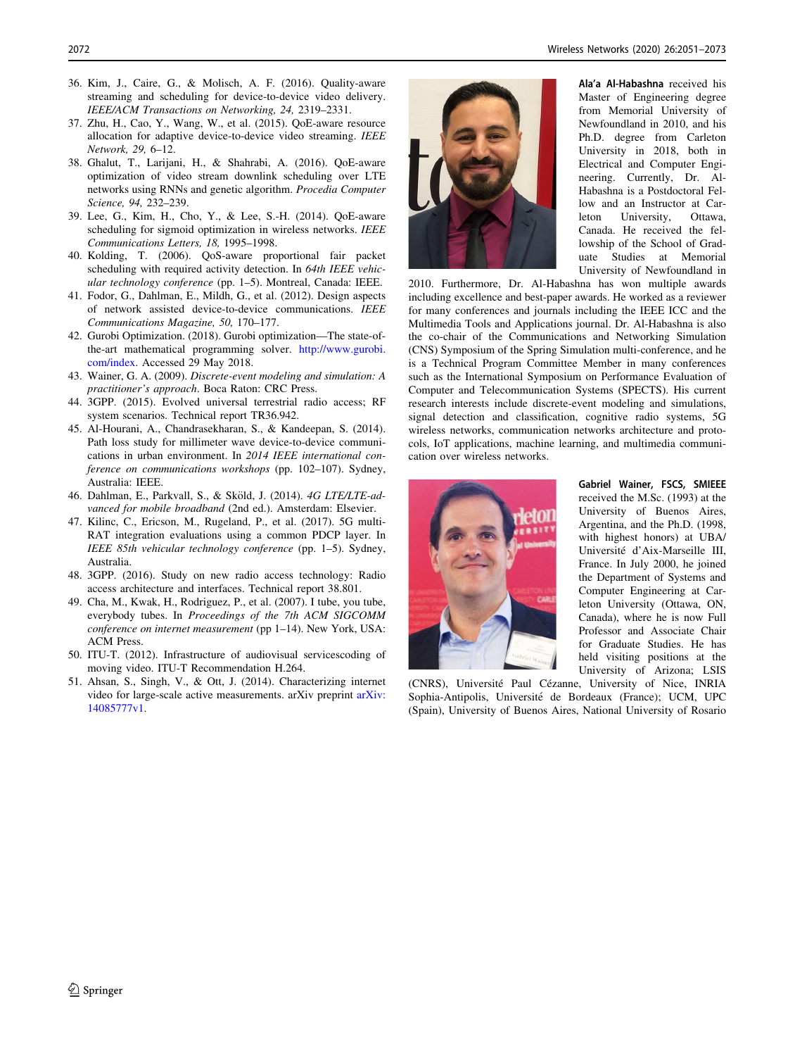36. Kim, J., Caire, G., & Molisch, A. F. (2016). Quality-aware streaming and scheduling for device-to-device video delivery. *IEEE/ACM Transactions on Networking, 24,* 2319–2331.
37. Zhu, H., Cao, Y., Wang, W., et al. (2015). QoE-aware resource allocation for adaptive device-to-device video streaming. *IEEE Network, 29,* 6–12.
38. Ghalut, T., Larijani, H., & Shahrabi, A. (2016). QoE-aware optimization of video stream downlink scheduling over LTE networks using RNNs and genetic algorithm. *Procedia Computer Science, 94,* 232–239.
39. Lee, G., Kim, H., Cho, Y., & Lee, S.-H. (2014). QoE-aware scheduling for sigmoid optimization in wireless networks. *IEEE Communications Letters, 18,* 1995–1998.
40. Kolding, T. (2006). QoS-aware proportional fair packet scheduling with required activity detection. In *64th IEEE vehicular technology conference* (pp. 1–5). Montreal, Canada: IEEE.
41. Fodor, G., Dahlman, E., Mildh, G., et al. (2012). Design aspects of network assisted device-to-device communications. *IEEE Communications Magazine, 50,* 170–177.
42. Gurobi Optimization. (2018). Gurobi optimization—The state-of-the-art mathematical programming solver. http://www.gurobi.com/index. Accessed 29 May 2018.
43. Wainer, G. A. (2009). *Discrete-event modeling and simulation: A practitioner's approach*. Boca Raton: CRC Press.
44. 3GPP. (2015). Evolved universal terrestrial radio access; RF system scenarios. Technical report TR36.942.
45. Al-Hourani, A., Chandrasekharan, S., & Kandeepan, S. (2014). Path loss study for millimeter wave device-to-device communications in urban environment. In *2014 IEEE international conference on communications workshops* (pp. 102–107). Sydney, Australia: IEEE.
46. Dahlman, E., Parkvall, S., & Sköld, J. (2014). *4G LTE/LTE-advanced for mobile broadband* (2nd ed.). Amsterdam: Elsevier.
47. Kilinc, C., Ericson, M., Rugeland, P., et al. (2017). 5G multi-RAT integration evaluations using a common PDCP layer. In *IEEE 85th vehicular technology conference* (pp. 1–5). Sydney, Australia.
48. 3GPP. (2016). Study on new radio access technology: Radio access architecture and interfaces. Technical report 38.801.
49. Cha, M., Kwak, H., Rodriguez, P., et al. (2007). I tube, you tube, everybody tubes. In *Proceedings of the 7th ACM SIGCOMM conference on internet measurement* (pp 1–14). New York, USA: ACM Press.
50. ITU-T. (2012). Infrastructure of audiovisual servicescoding of moving video. ITU-T Recommendation H.264.
51. Ahsan, S., Singh, V., & Ott, J. (2014). Characterizing internet video for large-scale active measurements. arXiv preprint arXiv:14085777v1.

**Ala'a Al-Habashna** received his Master of Engineering degree from Memorial University of Newfoundland in 2010, and his Ph.D. degree from Carleton University in 2018, both in Electrical and Computer Engineering. Currently, Dr. Al-Habashna is a Postdoctoral Fellow and an Instructor at Carleton University, Ottawa, Canada. He received the fellowship of the School of Graduate Studies at Memorial University of Newfoundland in 2010. Furthermore, Dr. Al-Habashna has won multiple awards including excellence and best-paper awards. He worked as a reviewer for many conferences and journals including the IEEE ICC and the Multimedia Tools and Applications journal. Dr. Al-Habashna is also the co-chair of the Communications and Networking Simulation (CNS) Symposium of the Spring Simulation multi-conference, and he is a Technical Program Committee Member in many conferences such as the International Symposium on Performance Evaluation of Computer and Telecommunication Systems (SPECTS). His current research interests include discrete-event modeling and simulations, signal detection and classification, cognitive radio systems, 5G wireless networks, communication networks architecture and protocols, IoT applications, machine learning, and multimedia communication over wireless networks.

**Gabriel Wainer, FSCS, SMIEEE** received the M.Sc. (1993) at the University of Buenos Aires, Argentina, and the Ph.D. (1998, with highest honors) at UBA/Université d'Aix-Marseille III, France. In July 2000, he joined the Department of Systems and Computer Engineering at Carleton University (Ottawa, ON, Canada), where he is now Full Professor and Associate Chair for Graduate Studies. He has held visiting positions at the University of Arizona; LSIS (CNRS), Université Paul Cézanne, University of Nice, INRIA Sophia-Antipolis, Université de Bordeaux (France); UCM, UPC (Spain), University of Buenos Aires, National University of Rosario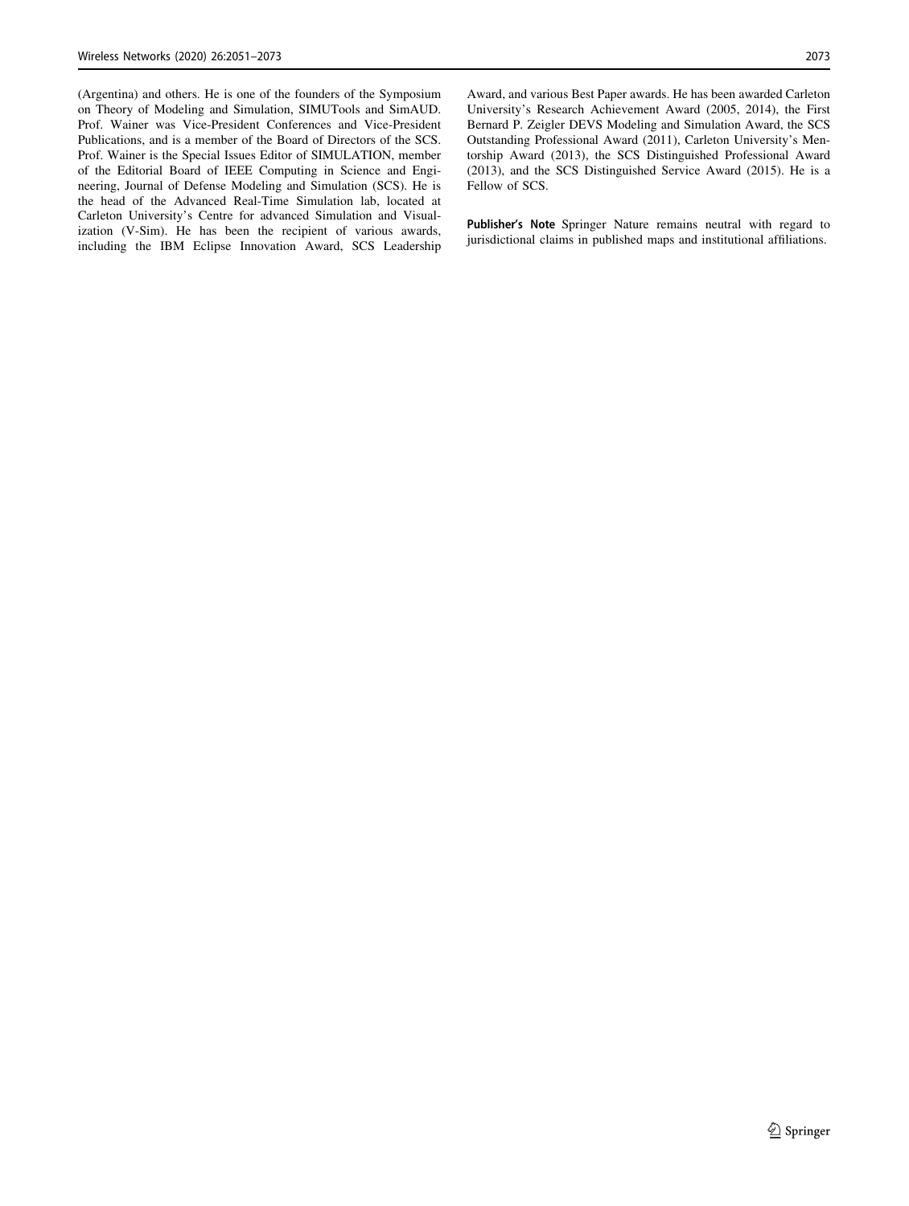(Argentina) and others. He is one of the founders of the Symposium on Theory of Modeling and Simulation, SIMUTools and SimAUD. Prof. Wainer was Vice-President Conferences and Vice-President Publications, and is a member of the Board of Directors of the SCS. Prof. Wainer is the Special Issues Editor of SIMULATION, member of the Editorial Board of IEEE Computing in Science and Engineering, Journal of Defense Modeling and Simulation (SCS). He is the head of the Advanced Real-Time Simulation lab, located at Carleton University's Centre for advanced Simulation and Visualization (V-Sim). He has been the recipient of various awards, including the IBM Eclipse Innovation Award, SCS Leadership Award, and various Best Paper awards. He has been awarded Carleton University's Research Achievement Award (2005, 2014), the First Bernard P. Zeigler DEVS Modeling and Simulation Award, the SCS Outstanding Professional Award (2011), Carleton University's Mentorship Award (2013), the SCS Distinguished Professional Award (2013), and the SCS Distinguished Service Award (2015). He is a Fellow of SCS.

**Publisher's Note** Springer Nature remains neutral with regard to jurisdictional claims in published maps and institutional affiliations.